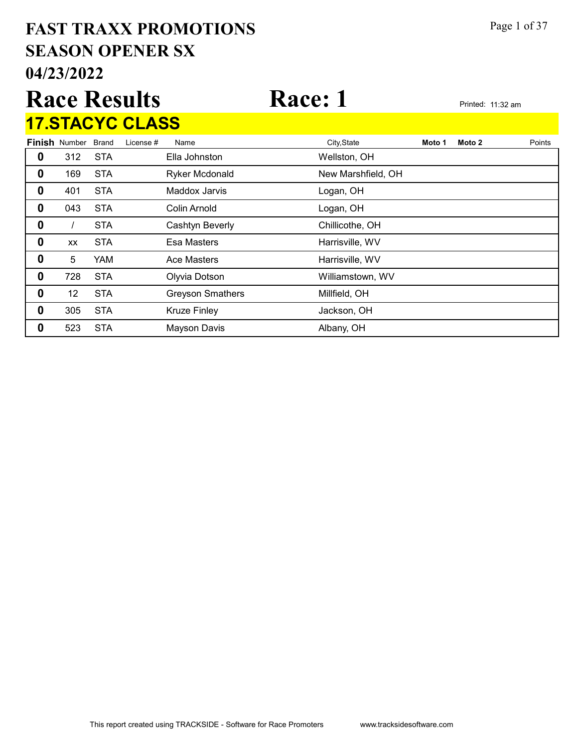# FAST TRAXX PROMOTIONS
# SEASON OPENER SX
# 04/23/2022

# Race Results

# Race: 1

Printed: 11:32 am

## 17.STACYC CLASS

| Finish | Number | Brand | License # | Name | City,State | Moto 1 | Moto 2 | Points |
|---|---|---|---|---|---|---|---|---|
| 0 | 312 | STA | | Ella Johnston | Wellston, OH | | | |
| 0 | 169 | STA | | Ryker Mcdonald | New Marshfield, OH | | | |
| 0 | 401 | STA | | Maddox Jarvis | Logan, OH | | | |
| 0 | 043 | STA | | Colin Arnold | Logan, OH | | | |
| 0 | / | STA | | Cashtyn Beverly | Chillicothe, OH | | | |
| 0 | xx | STA | | Esa Masters | Harrisville, WV | | | |
| 0 | 5 | YAM | | Ace Masters | Harrisville, WV | | | |
| 0 | 728 | STA | | Olyvia Dotson | Williamstown, WV | | | |
| 0 | 12 | STA | | Greyson Smathers | Millfield, OH | | | |
| 0 | 305 | STA | | Kruze Finley | Jackson, OH | | | |
| 0 | 523 | STA | | Mayson Davis | Albany, OH | | | |

This report created using TRACKSIDE - Software for Race Promoters www.tracksidesoftware.com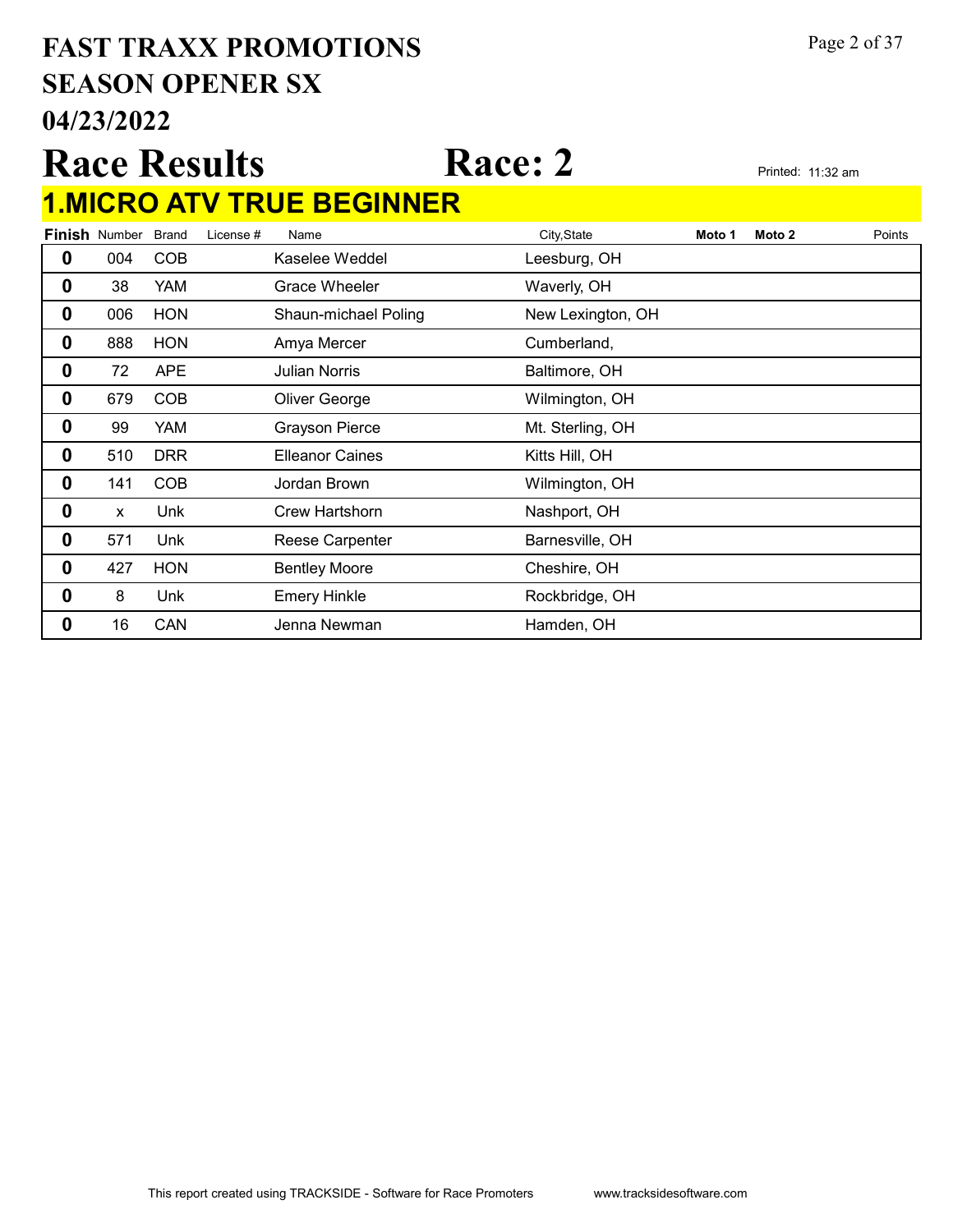# FAST TRAXX PROMOTIONS
# SEASON OPENER SX
# 04/23/2022

# Race Results — Race: 2

Printed: 11:32 am

## 1.MICRO ATV TRUE BEGINNER

| Finish | Number | Brand | License # | Name | City,State | Moto 1 | Moto 2 | Points |
|---|---|---|---|---|---|---|---|---|
| 0 | 004 | COB | | Kaselee Weddel | Leesburg, OH | | | |
| 0 | 38 | YAM | | Grace Wheeler | Waverly, OH | | | |
| 0 | 006 | HON | | Shaun-michael Poling | New Lexington, OH | | | |
| 0 | 888 | HON | | Amya Mercer | Cumberland, | | | |
| 0 | 72 | APE | | Julian Norris | Baltimore, OH | | | |
| 0 | 679 | COB | | Oliver George | Wilmington, OH | | | |
| 0 | 99 | YAM | | Grayson Pierce | Mt. Sterling, OH | | | |
| 0 | 510 | DRR | | Elleanor Caines | Kitts Hill, OH | | | |
| 0 | 141 | COB | | Jordan Brown | Wilmington, OH | | | |
| 0 | x | Unk | | Crew Hartshorn | Nashport, OH | | | |
| 0 | 571 | Unk | | Reese Carpenter | Barnesville, OH | | | |
| 0 | 427 | HON | | Bentley Moore | Cheshire, OH | | | |
| 0 | 8 | Unk | | Emery Hinkle | Rockbridge, OH | | | |
| 0 | 16 | CAN | | Jenna Newman | Hamden, OH | | | |

This report created using TRACKSIDE - Software for Race Promoters www.tracksidesoftware.com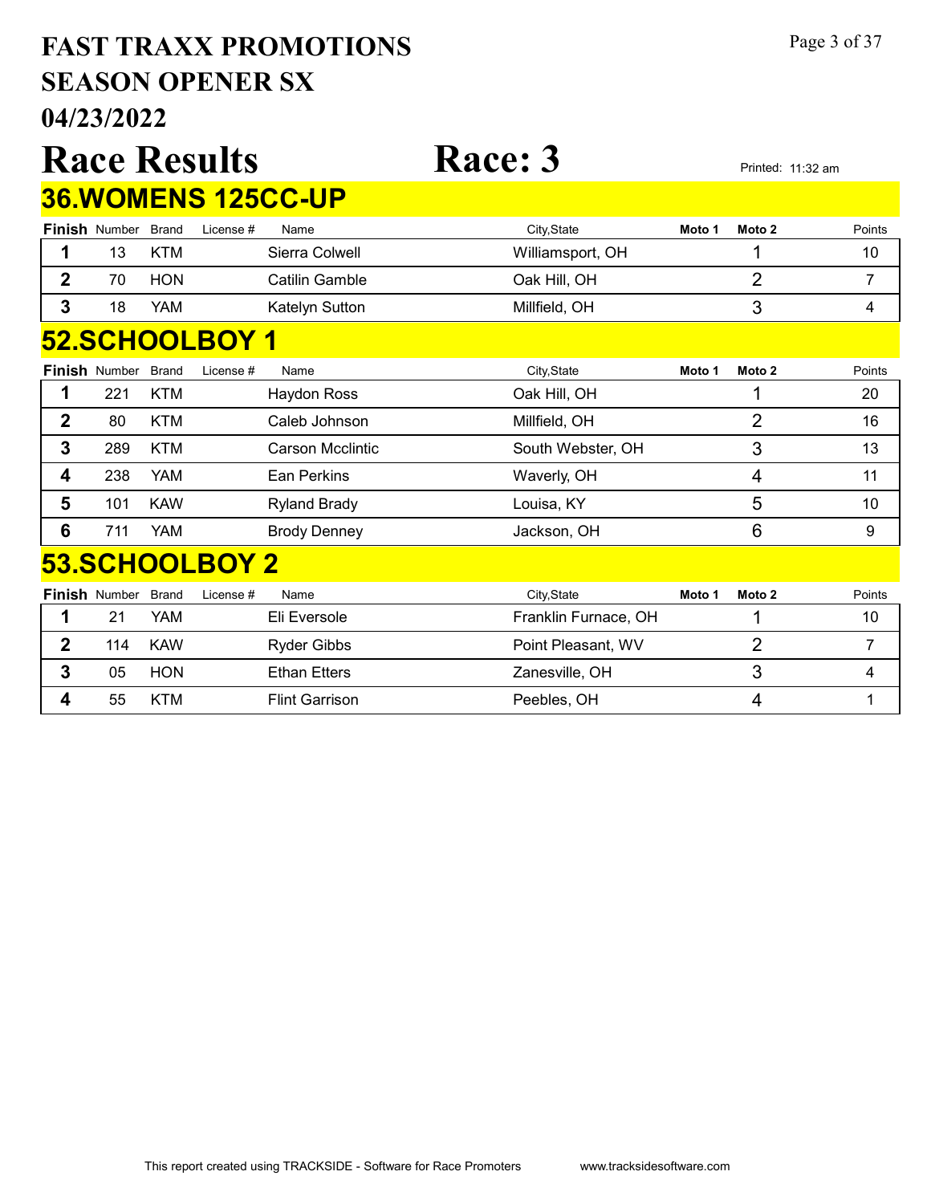# FAST TRAXX PROMOTIONS
# SEASON OPENER SX
# 04/23/2022

# Race Results

# Race: 3

Printed: 11:32 am

## 36.WOMENS 125CC-UP

| Finish | Number | Brand | License # | Name | City,State | Moto 1 | Moto 2 | Points |
|---|---|---|---|---|---|---|---|---|
| 1 | 13 | KTM | | Sierra Colwell | Williamsport, OH | | 1 | 10 |
| 2 | 70 | HON | | Catilin Gamble | Oak Hill, OH | | 2 | 7 |
| 3 | 18 | YAM | | Katelyn Sutton | Millfield, OH | | 3 | 4 |

## 52.SCHOOLBOY 1

| Finish | Number | Brand | License # | Name | City,State | Moto 1 | Moto 2 | Points |
|---|---|---|---|---|---|---|---|---|
| 1 | 221 | KTM | | Haydon Ross | Oak Hill, OH | | 1 | 20 |
| 2 | 80 | KTM | | Caleb Johnson | Millfield, OH | | 2 | 16 |
| 3 | 289 | KTM | | Carson Mcclintic | South Webster, OH | | 3 | 13 |
| 4 | 238 | YAM | | Ean Perkins | Waverly, OH | | 4 | 11 |
| 5 | 101 | KAW | | Ryland Brady | Louisa, KY | | 5 | 10 |
| 6 | 711 | YAM | | Brody Denney | Jackson, OH | | 6 | 9 |

## 53.SCHOOLBOY 2

| Finish | Number | Brand | License # | Name | City,State | Moto 1 | Moto 2 | Points |
|---|---|---|---|---|---|---|---|---|
| 1 | 21 | YAM | | Eli Eversole | Franklin Furnace, OH | | 1 | 10 |
| 2 | 114 | KAW | | Ryder Gibbs | Point Pleasant, WV | | 2 | 7 |
| 3 | 05 | HON | | Ethan Etters | Zanesville, OH | | 3 | 4 |
| 4 | 55 | KTM | | Flint Garrison | Peebles, OH | | 4 | 1 |

This report created using TRACKSIDE - Software for Race Promoters www.tracksidesoftware.com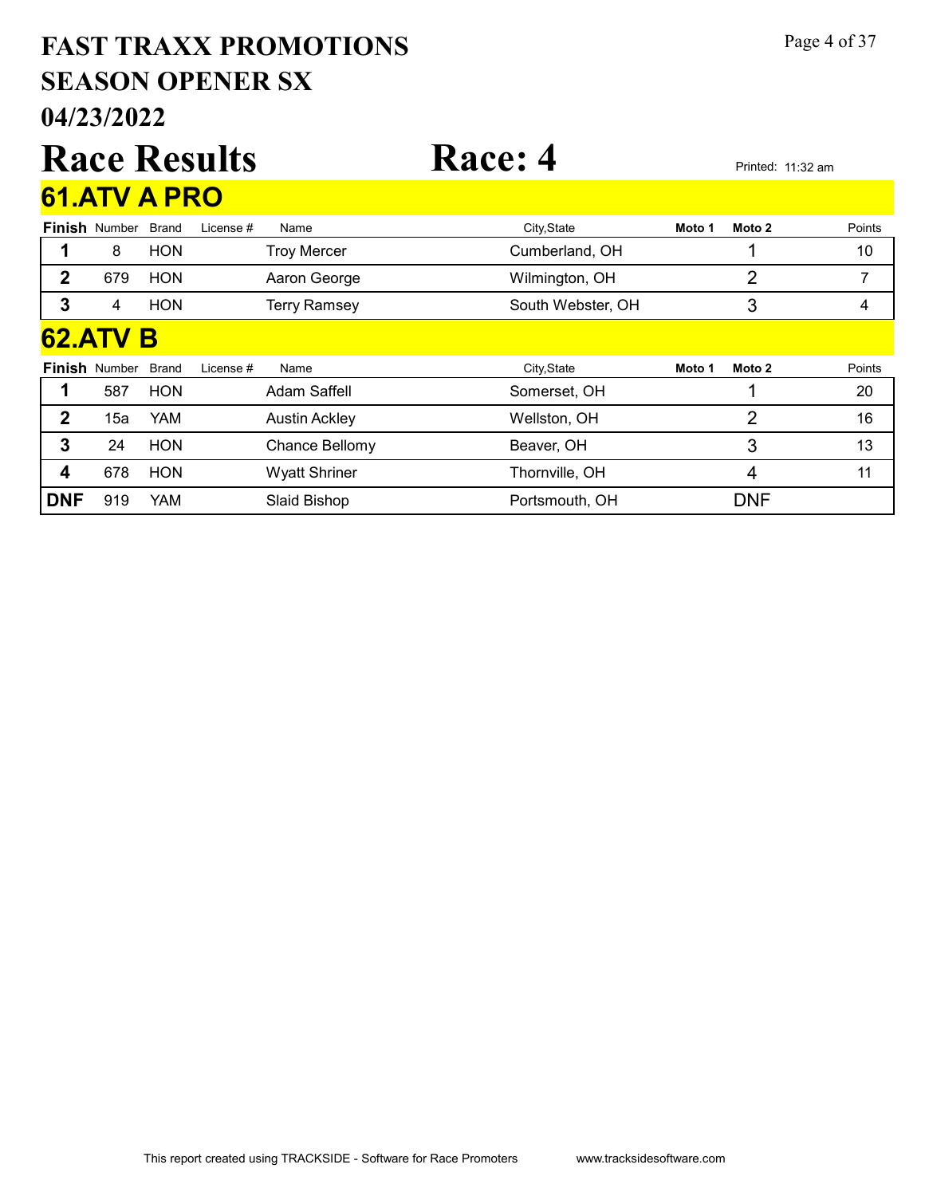# FAST TRAXX PROMOTIONS
# SEASON OPENER SX
# 04/23/2022

# Race Results    Race: 4

Printed: 11:32 am

## 61.ATV A PRO

| Finish | Number | Brand | License # | Name | City,State | Moto 1 | Moto 2 | Points |
|---|---|---|---|---|---|---|---|---|
| 1 | 8 | HON | | Troy Mercer | Cumberland, OH | | 1 | 10 |
| 2 | 679 | HON | | Aaron George | Wilmington, OH | | 2 | 7 |
| 3 | 4 | HON | | Terry Ramsey | South Webster, OH | | 3 | 4 |

## 62.ATV B

| Finish | Number | Brand | License # | Name | City,State | Moto 1 | Moto 2 | Points |
|---|---|---|---|---|---|---|---|---|
| 1 | 587 | HON | | Adam Saffell | Somerset, OH | | 1 | 20 |
| 2 | 15a | YAM | | Austin Ackley | Wellston, OH | | 2 | 16 |
| 3 | 24 | HON | | Chance Bellomy | Beaver, OH | | 3 | 13 |
| 4 | 678 | HON | | Wyatt Shriner | Thornville, OH | | 4 | 11 |
| DNF | 919 | YAM | | Slaid Bishop | Portsmouth, OH | | DNF | |

This report created using TRACKSIDE - Software for Race Promoters    www.tracksidesoftware.com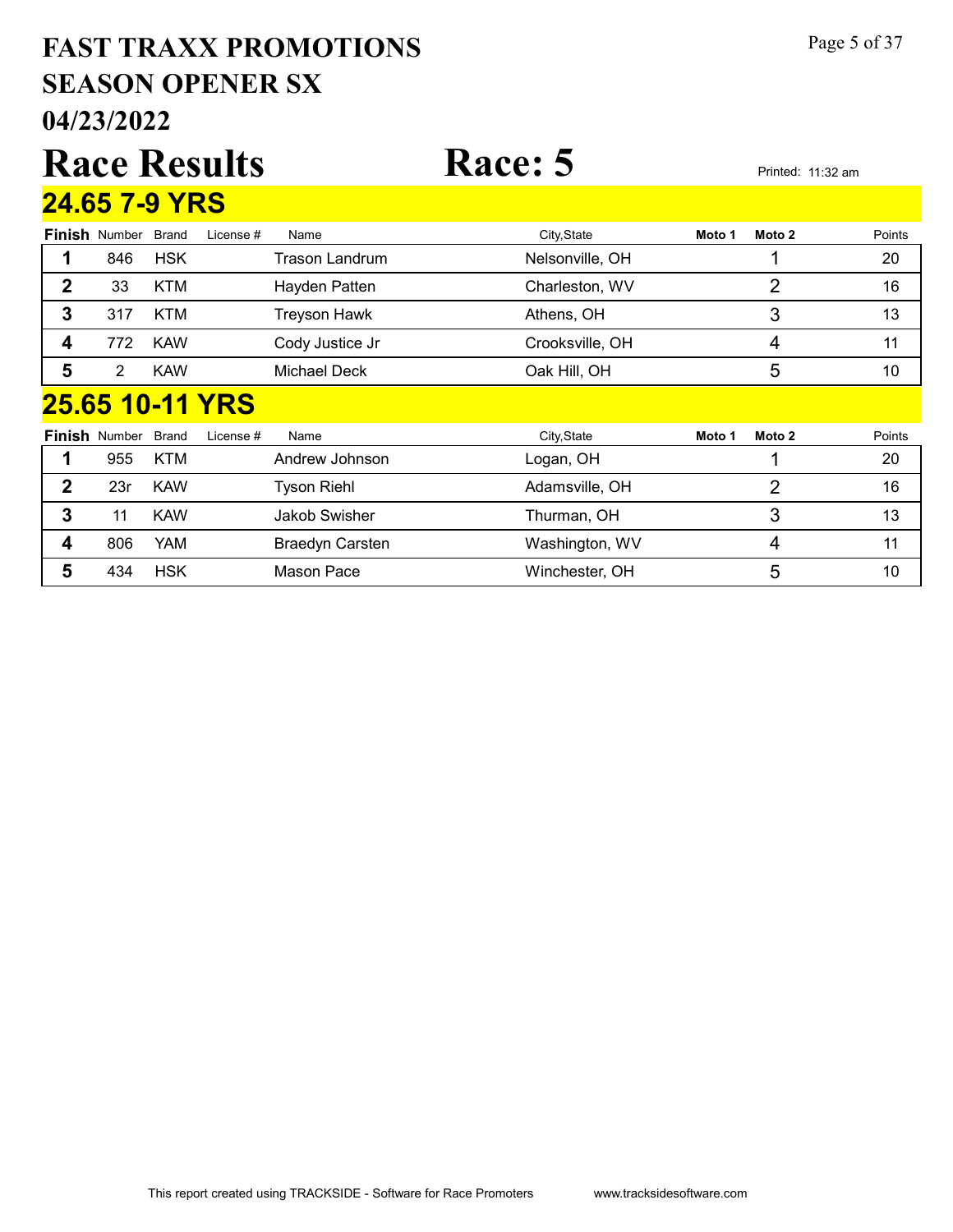# FAST TRAXX PROMOTIONS
# SEASON OPENER SX
# 04/23/2022

# Race Results

# Race: 5

Printed: 11:32 am

## 24.65 7-9 YRS

| Finish | Number | Brand | License # | Name | City,State | Moto 1 | Moto 2 | Points |
|---|---|---|---|---|---|---|---|---|
| 1 | 846 | HSK | | Trason Landrum | Nelsonville, OH | | 1 | 20 |
| 2 | 33 | KTM | | Hayden Patten | Charleston, WV | | 2 | 16 |
| 3 | 317 | KTM | | Treyson Hawk | Athens, OH | | 3 | 13 |
| 4 | 772 | KAW | | Cody Justice Jr | Crooksville, OH | | 4 | 11 |
| 5 | 2 | KAW | | Michael Deck | Oak Hill, OH | | 5 | 10 |

## 25.65 10-11 YRS

| Finish | Number | Brand | License # | Name | City,State | Moto 1 | Moto 2 | Points |
|---|---|---|---|---|---|---|---|---|
| 1 | 955 | KTM | | Andrew Johnson | Logan, OH | | 1 | 20 |
| 2 | 23r | KAW | | Tyson Riehl | Adamsville, OH | | 2 | 16 |
| 3 | 11 | KAW | | Jakob Swisher | Thurman, OH | | 3 | 13 |
| 4 | 806 | YAM | | Braedyn Carsten | Washington, WV | | 4 | 11 |
| 5 | 434 | HSK | | Mason Pace | Winchester, OH | | 5 | 10 |

This report created using TRACKSIDE - Software for Race Promoters www.tracksidesoftware.com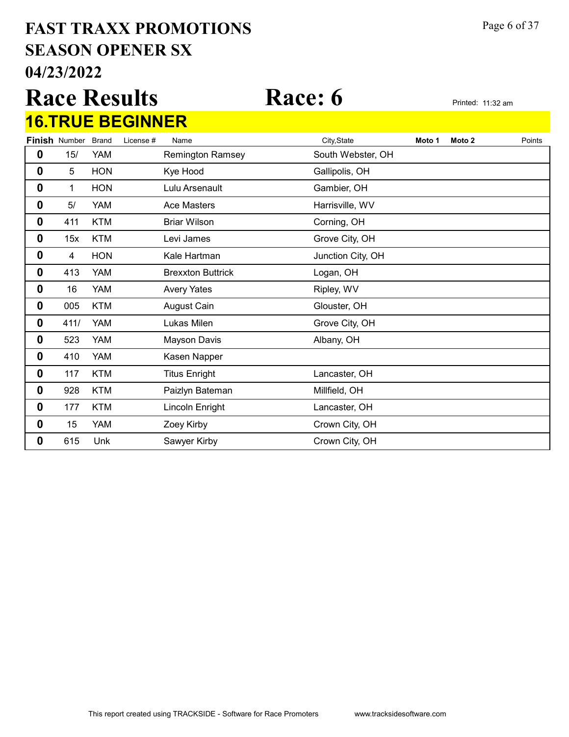# FAST TRAXX PROMOTIONS
# SEASON OPENER SX
# 04/23/2022

# Race Results

# Race: 6

Printed: 11:32 am

## 16.TRUE BEGINNER

| Finish | Number | Brand | License # | Name | City,State | Moto 1 | Moto 2 | Points |
|---|---|---|---|---|---|---|---|---|
| 0 | 15/ | YAM | | Remington Ramsey | South Webster, OH | | | |
| 0 | 5 | HON | | Kye Hood | Gallipolis, OH | | | |
| 0 | 1 | HON | | Lulu Arsenault | Gambier, OH | | | |
| 0 | 5/ | YAM | | Ace Masters | Harrisville, WV | | | |
| 0 | 411 | KTM | | Briar Wilson | Corning, OH | | | |
| 0 | 15x | KTM | | Levi James | Grove City, OH | | | |
| 0 | 4 | HON | | Kale Hartman | Junction City, OH | | | |
| 0 | 413 | YAM | | Brexxton Buttrick | Logan, OH | | | |
| 0 | 16 | YAM | | Avery Yates | Ripley, WV | | | |
| 0 | 005 | KTM | | August Cain | Glouster, OH | | | |
| 0 | 411/ | YAM | | Lukas Milen | Grove City, OH | | | |
| 0 | 523 | YAM | | Mayson Davis | Albany, OH | | | |
| 0 | 410 | YAM | | Kasen Napper | | | | |
| 0 | 117 | KTM | | Titus Enright | Lancaster, OH | | | |
| 0 | 928 | KTM | | Paizlyn Bateman | Millfield, OH | | | |
| 0 | 177 | KTM | | Lincoln Enright | Lancaster, OH | | | |
| 0 | 15 | YAM | | Zoey Kirby | Crown City, OH | | | |
| 0 | 615 | Unk | | Sawyer Kirby | Crown City, OH | | | |

This report created using TRACKSIDE - Software for Race Promoters www.tracksidesoftware.com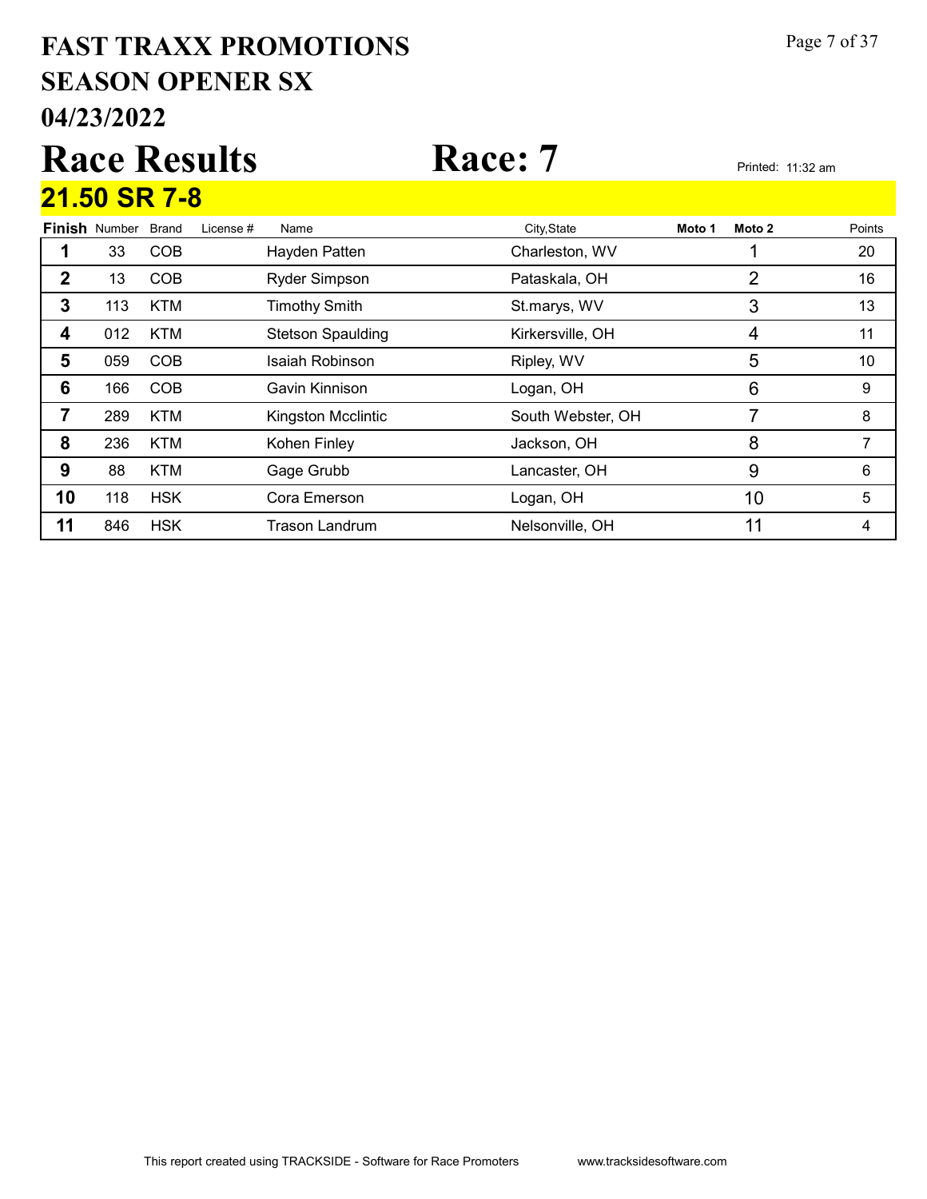# FAST TRAXX PROMOTIONS
## SEASON OPENER SX
## 04/23/2022

# Race Results Race: 7

Printed: 11:32 am

## 21.50 SR 7-8

| Finish | Number | Brand | License # | Name | City,State | Moto 1 | Moto 2 | Points |
|---|---|---|---|---|---|---|---|---|
| 1 | 33 | COB | | Hayden Patten | Charleston, WV | | 1 | 20 |
| 2 | 13 | COB | | Ryder Simpson | Pataskala, OH | | 2 | 16 |
| 3 | 113 | KTM | | Timothy Smith | St.marys, WV | | 3 | 13 |
| 4 | 012 | KTM | | Stetson Spaulding | Kirkersville, OH | | 4 | 11 |
| 5 | 059 | COB | | Isaiah Robinson | Ripley, WV | | 5 | 10 |
| 6 | 166 | COB | | Gavin Kinnison | Logan, OH | | 6 | 9 |
| 7 | 289 | KTM | | Kingston Mcclintic | South Webster, OH | | 7 | 8 |
| 8 | 236 | KTM | | Kohen Finley | Jackson, OH | | 8 | 7 |
| 9 | 88 | KTM | | Gage Grubb | Lancaster, OH | | 9 | 6 |
| 10 | 118 | HSK | | Cora Emerson | Logan, OH | | 10 | 5 |
| 11 | 846 | HSK | | Trason Landrum | Nelsonville, OH | | 11 | 4 |

This report created using TRACKSIDE - Software for Race Promoters www.tracksidesoftware.com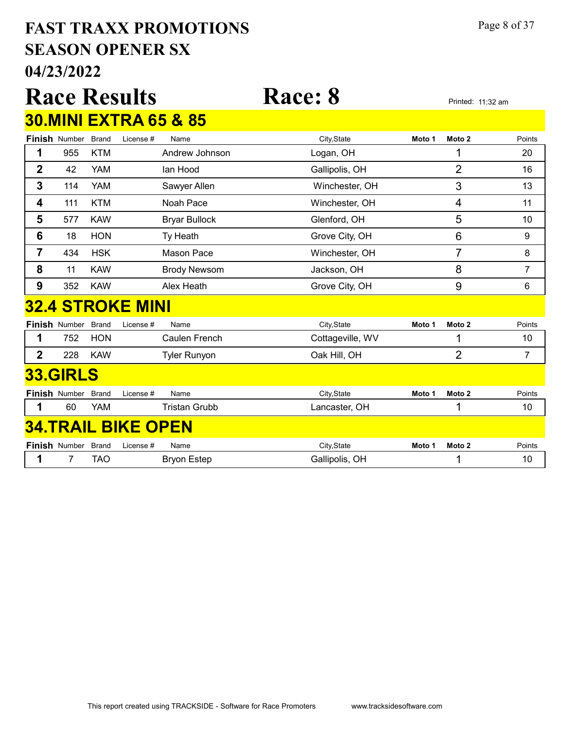# FAST TRAXX PROMOTIONS
# SEASON OPENER SX
# 04/23/2022

# Race Results Race: 8

Printed: 11:32 am

## 30.MINI EXTRA 65 & 85

| Finish | Number | Brand | License # | Name | City,State | Moto 1 | Moto 2 | Points |
|---|---|---|---|---|---|---|---|---|
| 1 | 955 | KTM | | Andrew Johnson | Logan, OH | | 1 | 20 |
| 2 | 42 | YAM | | Ian Hood | Gallipolis, OH | | 2 | 16 |
| 3 | 114 | YAM | | Sawyer Allen | Winchester, OH | | 3 | 13 |
| 4 | 111 | KTM | | Noah Pace | Winchester, OH | | 4 | 11 |
| 5 | 577 | KAW | | Bryar Bullock | Glenford, OH | | 5 | 10 |
| 6 | 18 | HON | | Ty Heath | Grove City, OH | | 6 | 9 |
| 7 | 434 | HSK | | Mason Pace | Winchester, OH | | 7 | 8 |
| 8 | 11 | KAW | | Brody Newsom | Jackson, OH | | 8 | 7 |
| 9 | 352 | KAW | | Alex Heath | Grove City, OH | | 9 | 6 |

## 32.4 STROKE MINI

| Finish | Number | Brand | License # | Name | City,State | Moto 1 | Moto 2 | Points |
|---|---|---|---|---|---|---|---|---|
| 1 | 752 | HON | | Caulen French | Cottageville, WV | | 1 | 10 |
| 2 | 228 | KAW | | Tyler Runyon | Oak Hill, OH | | 2 | 7 |

## 33.GIRLS

| Finish | Number | Brand | License # | Name | City,State | Moto 1 | Moto 2 | Points |
|---|---|---|---|---|---|---|---|---|
| 1 | 60 | YAM | | Tristan Grubb | Lancaster, OH | | 1 | 10 |

## 34.TRAIL BIKE OPEN

| Finish | Number | Brand | License # | Name | City,State | Moto 1 | Moto 2 | Points |
|---|---|---|---|---|---|---|---|---|
| 1 | 7 | TAO | | Bryon Estep | Gallipolis, OH | | 1 | 10 |

This report created using TRACKSIDE - Software for Race Promoters www.tracksidesoftware.com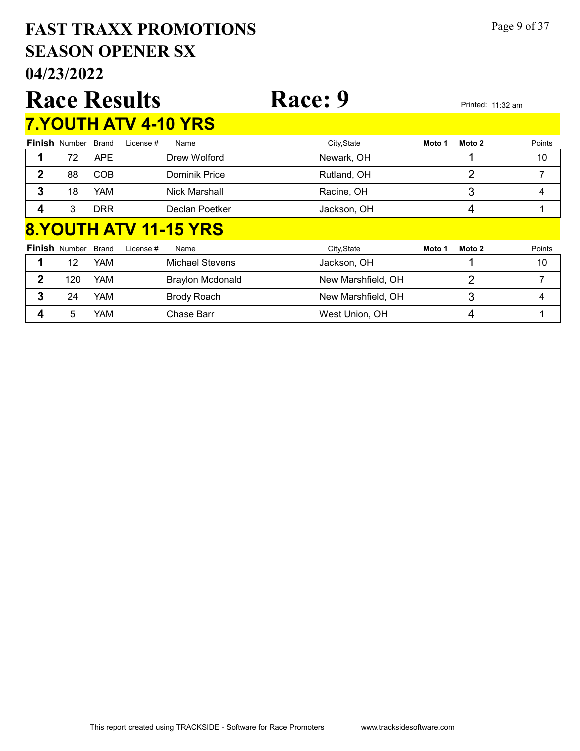# FAST TRAXX PROMOTIONS
# SEASON OPENER SX
# 04/23/2022

# Race Results Race: 9

Printed: 11:32 am

## 7.YOUTH ATV 4-10 YRS

| Finish | Number | Brand | License # | Name | City,State | Moto 1 | Moto 2 | Points |
|---|---|---|---|---|---|---|---|---|
| 1 | 72 | APE | | Drew Wolford | Newark, OH | | 1 | 10 |
| 2 | 88 | COB | | Dominik Price | Rutland, OH | | 2 | 7 |
| 3 | 18 | YAM | | Nick Marshall | Racine, OH | | 3 | 4 |
| 4 | 3 | DRR | | Declan Poetker | Jackson, OH | | 4 | 1 |

## 8.YOUTH ATV 11-15 YRS

| Finish | Number | Brand | License # | Name | City,State | Moto 1 | Moto 2 | Points |
|---|---|---|---|---|---|---|---|---|
| 1 | 12 | YAM | | Michael Stevens | Jackson, OH | | 1 | 10 |
| 2 | 120 | YAM | | Braylon Mcdonald | New Marshfield, OH | | 2 | 7 |
| 3 | 24 | YAM | | Brody Roach | New Marshfield, OH | | 3 | 4 |
| 4 | 5 | YAM | | Chase Barr | West Union, OH | | 4 | 1 |

This report created using TRACKSIDE - Software for Race Promoters www.tracksidesoftware.com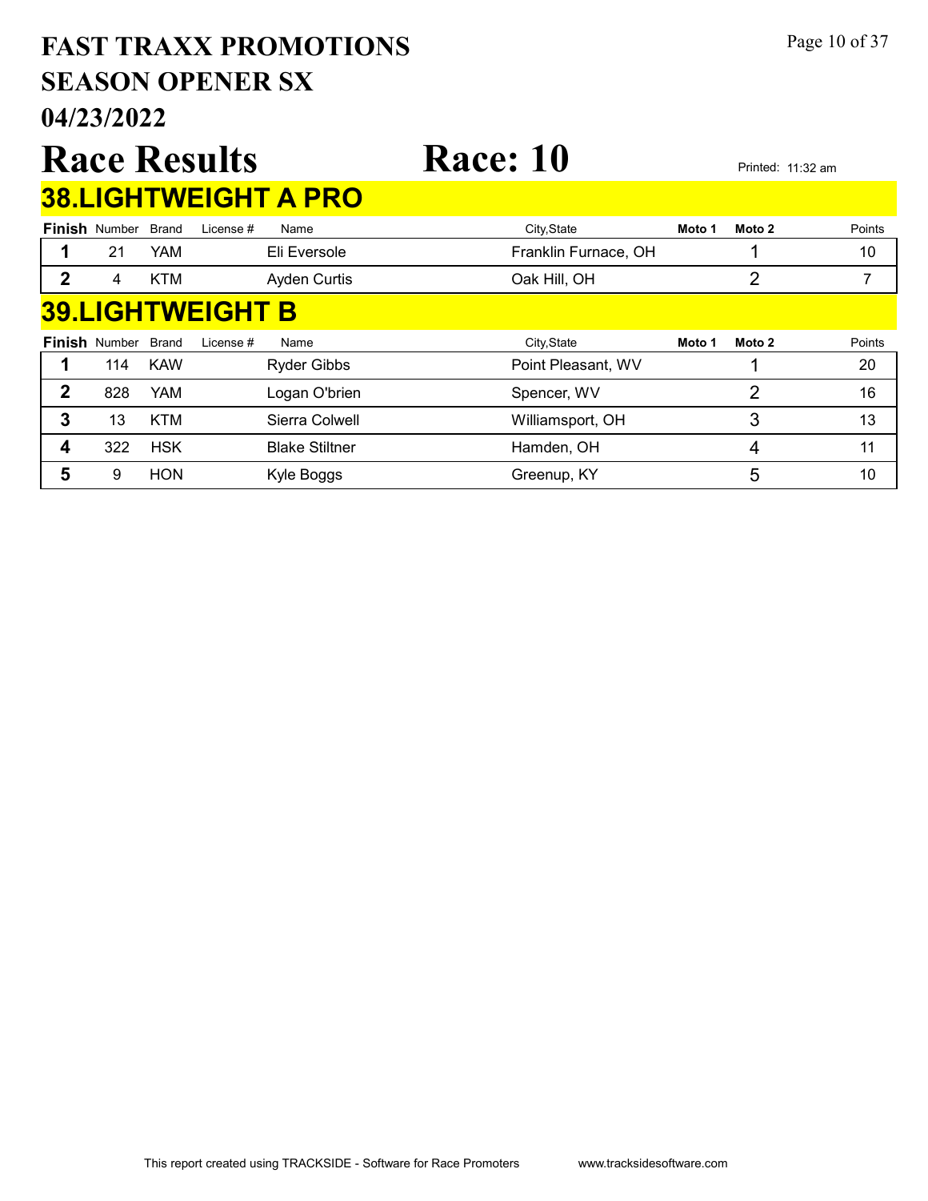# FAST TRAXX PROMOTIONS
## SEASON OPENER SX
## 04/23/2022

# Race Results Race: 10

Printed: 11:32 am

## 38.LIGHTWEIGHT A PRO

| Finish | Number | Brand | License # | Name | City,State | Moto 1 | Moto 2 | Points |
|---|---|---|---|---|---|---|---|---|
| 1 | 21 | YAM | | Eli Eversole | Franklin Furnace, OH | | 1 | 10 |
| 2 | 4 | KTM | | Ayden Curtis | Oak Hill, OH | | 2 | 7 |

## 39.LIGHTWEIGHT B

| Finish | Number | Brand | License # | Name | City,State | Moto 1 | Moto 2 | Points |
|---|---|---|---|---|---|---|---|---|
| 1 | 114 | KAW | | Ryder Gibbs | Point Pleasant, WV | | 1 | 20 |
| 2 | 828 | YAM | | Logan O'brien | Spencer, WV | | 2 | 16 |
| 3 | 13 | KTM | | Sierra Colwell | Williamsport, OH | | 3 | 13 |
| 4 | 322 | HSK | | Blake Stiltner | Hamden, OH | | 4 | 11 |
| 5 | 9 | HON | | Kyle Boggs | Greenup, KY | | 5 | 10 |

This report created using TRACKSIDE - Software for Race Promoters www.tracksidesoftware.com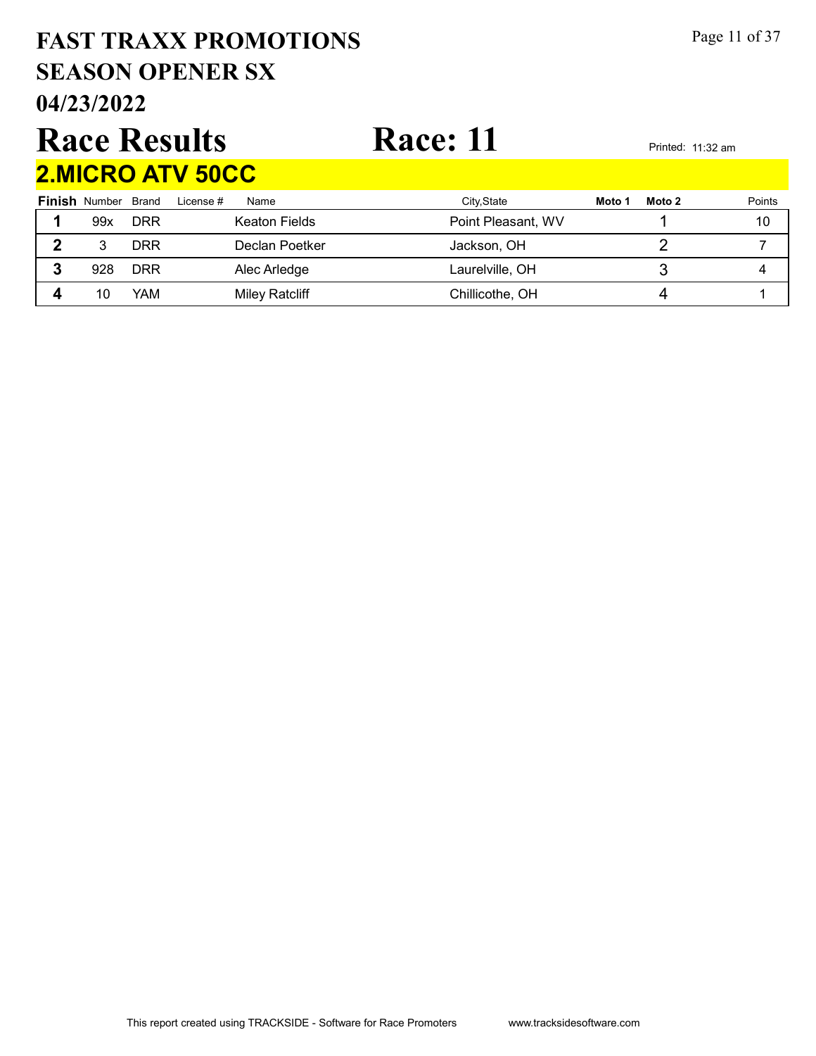# FAST TRAXX PROMOTIONS
# SEASON OPENER SX
# 04/23/2022

# Race Results

# Race: 11

Printed: 11:32 am

## 2.MICRO ATV 50CC

| Finish | Number | Brand | License # | Name | City,State | Moto 1 | Moto 2 | Points |
|---|---|---|---|---|---|---|---|---|
| 1 | 99x | DRR | | Keaton Fields | Point Pleasant, WV | | 1 | 10 |
| 2 | 3 | DRR | | Declan Poetker | Jackson, OH | | 2 | 7 |
| 3 | 928 | DRR | | Alec Arledge | Laurelville, OH | | 3 | 4 |
| 4 | 10 | YAM | | Miley Ratcliff | Chillicothe, OH | | 4 | 1 |

This report created using TRACKSIDE - Software for Race Promoters www.tracksidesoftware.com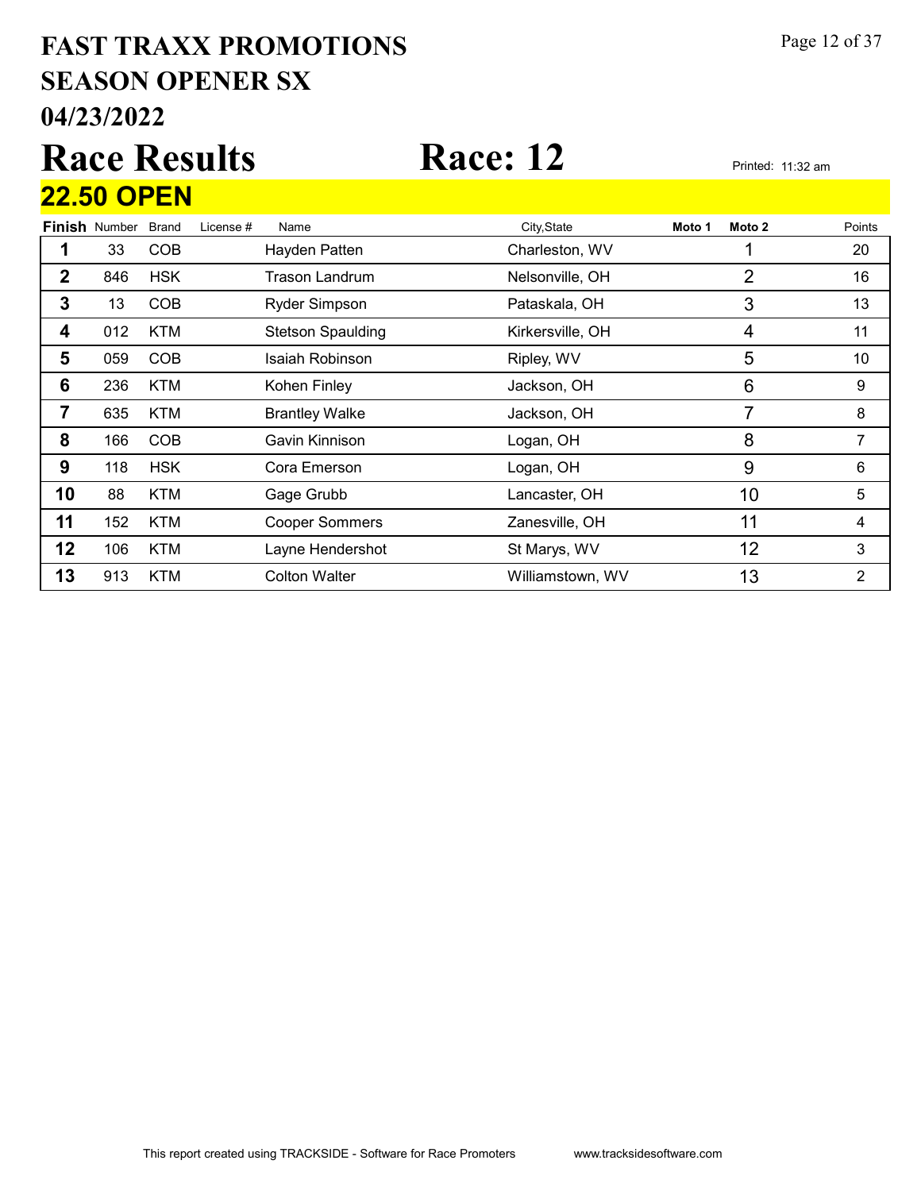# FAST TRAXX PROMOTIONS
# SEASON OPENER SX
# 04/23/2022

# Race Results

# Race: 12

Printed: 11:32 am

## 22.50 OPEN

| Finish | Number | Brand | License # | Name | City,State | Moto 1 | Moto 2 | Points |
|---|---|---|---|---|---|---|---|---|
| 1 | 33 | COB | | Hayden Patten | Charleston, WV | | 1 | 20 |
| 2 | 846 | HSK | | Trason Landrum | Nelsonville, OH | | 2 | 16 |
| 3 | 13 | COB | | Ryder Simpson | Pataskala, OH | | 3 | 13 |
| 4 | 012 | KTM | | Stetson Spaulding | Kirkersville, OH | | 4 | 11 |
| 5 | 059 | COB | | Isaiah Robinson | Ripley, WV | | 5 | 10 |
| 6 | 236 | KTM | | Kohen Finley | Jackson, OH | | 6 | 9 |
| 7 | 635 | KTM | | Brantley Walke | Jackson, OH | | 7 | 8 |
| 8 | 166 | COB | | Gavin Kinnison | Logan, OH | | 8 | 7 |
| 9 | 118 | HSK | | Cora Emerson | Logan, OH | | 9 | 6 |
| 10 | 88 | KTM | | Gage Grubb | Lancaster, OH | | 10 | 5 |
| 11 | 152 | KTM | | Cooper Sommers | Zanesville, OH | | 11 | 4 |
| 12 | 106 | KTM | | Layne Hendershot | St Marys, WV | | 12 | 3 |
| 13 | 913 | KTM | | Colton Walter | Williamstown, WV | | 13 | 2 |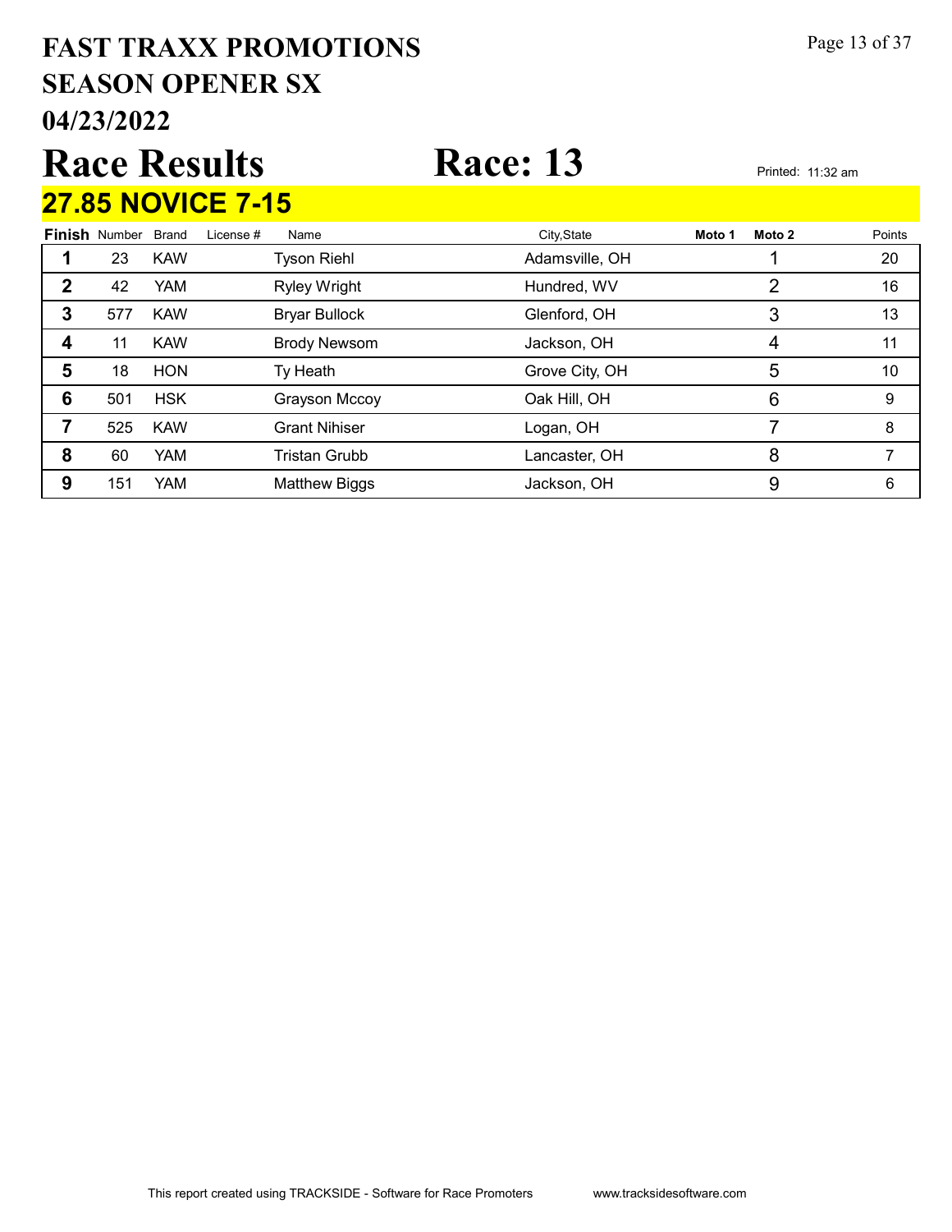# FAST TRAXX PROMOTIONS
# SEASON OPENER SX
# 04/23/2022

# Race Results

# Race: 13

Printed: 11:32 am

## 27.85 NOVICE 7-15

| Finish | Number | Brand | License # | Name | City,State | Moto 1 | Moto 2 | Points |
|---|---|---|---|---|---|---|---|---|
| 1 | 23 | KAW | | Tyson Riehl | Adamsville, OH | | 1 | 20 |
| 2 | 42 | YAM | | Ryley Wright | Hundred, WV | | 2 | 16 |
| 3 | 577 | KAW | | Bryar Bullock | Glenford, OH | | 3 | 13 |
| 4 | 11 | KAW | | Brody Newsom | Jackson, OH | | 4 | 11 |
| 5 | 18 | HON | | Ty Heath | Grove City, OH | | 5 | 10 |
| 6 | 501 | HSK | | Grayson Mccoy | Oak Hill, OH | | 6 | 9 |
| 7 | 525 | KAW | | Grant Nihiser | Logan, OH | | 7 | 8 |
| 8 | 60 | YAM | | Tristan Grubb | Lancaster, OH | | 8 | 7 |
| 9 | 151 | YAM | | Matthew Biggs | Jackson, OH | | 9 | 6 |

This report created using TRACKSIDE - Software for Race Promoters www.tracksidesoftware.com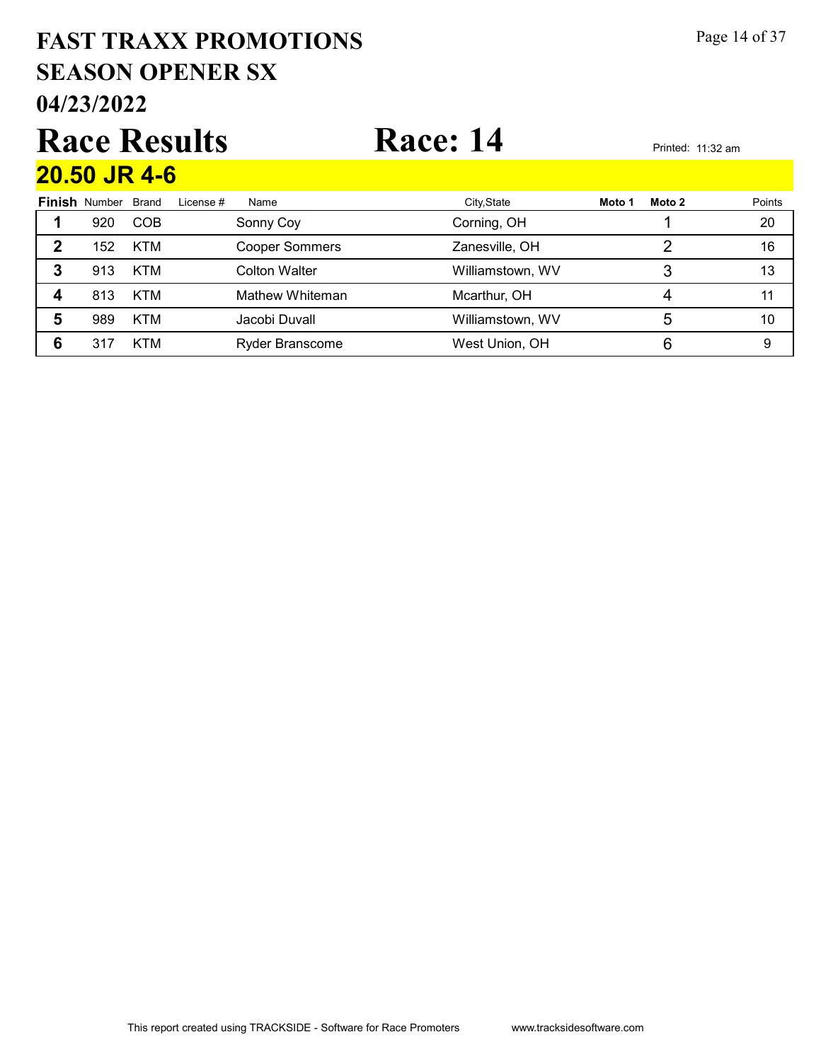# FAST TRAXX PROMOTIONS
# SEASON OPENER SX
# 04/23/2022

# Race Results

# Race: 14

Printed: 11:32 am

## 20.50 JR 4-6

| Finish | Number | Brand | License # | Name | City,State | Moto 1 | Moto 2 | Points |
|---|---|---|---|---|---|---|---|---|
| 1 | 920 | COB | | Sonny Coy | Corning, OH | | 1 | 20 |
| 2 | 152 | KTM | | Cooper Sommers | Zanesville, OH | | 2 | 16 |
| 3 | 913 | KTM | | Colton Walter | Williamstown, WV | | 3 | 13 |
| 4 | 813 | KTM | | Mathew Whiteman | Mcarthur, OH | | 4 | 11 |
| 5 | 989 | KTM | | Jacobi Duvall | Williamstown, WV | | 5 | 10 |
| 6 | 317 | KTM | | Ryder Branscome | West Union, OH | | 6 | 9 |

This report created using TRACKSIDE - Software for Race Promoters www.tracksidesoftware.com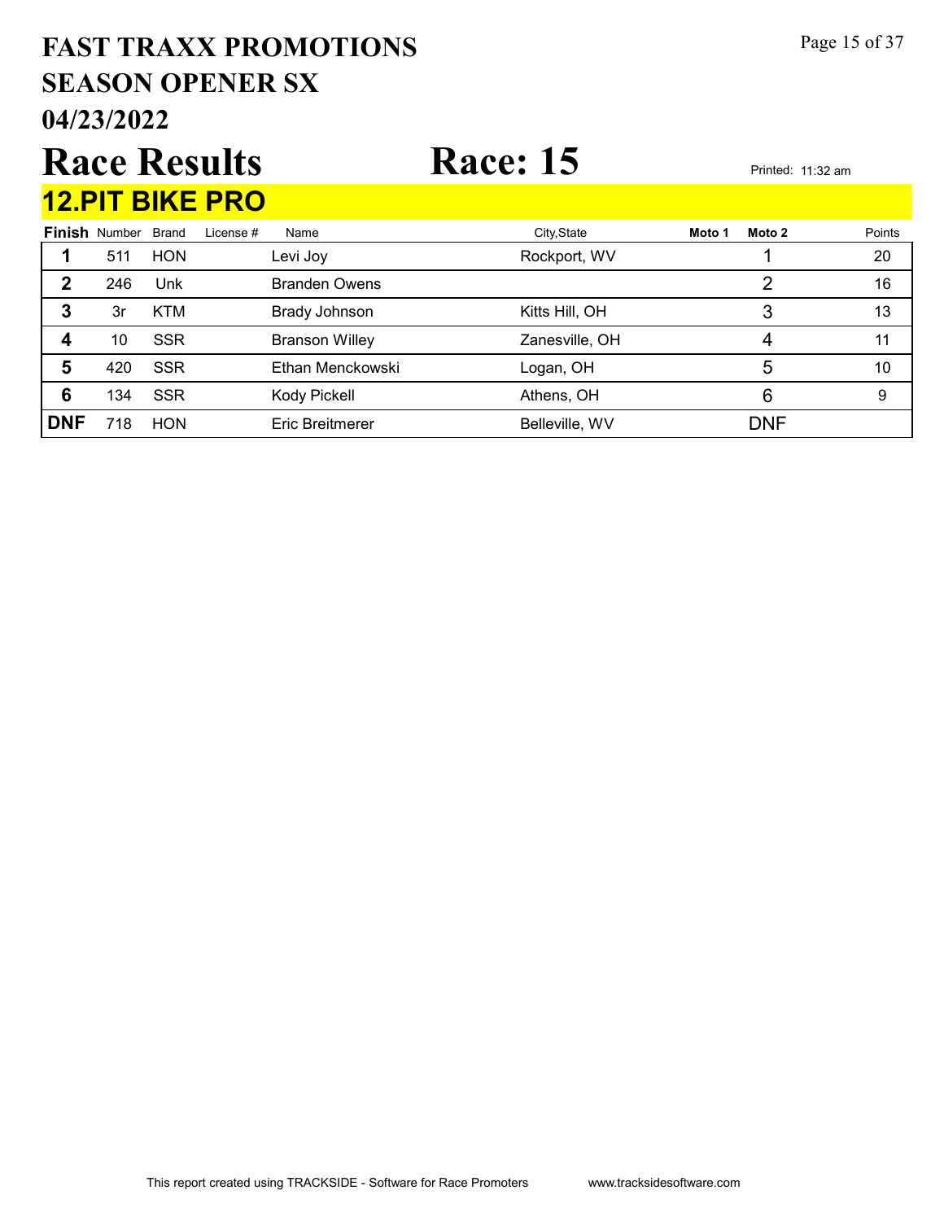# FAST TRAXX PROMOTIONS
# SEASON OPENER SX
# 04/23/2022

# Race Results

# Race: 15

Printed: 11:32 am

## 12.PIT BIKE PRO

| Finish | Number | Brand | License # | Name | City,State | Moto 1 | Moto 2 | Points |
|---|---|---|---|---|---|---|---|---|
| 1 | 511 | HON | | Levi Joy | Rockport, WV | | 1 | 20 |
| 2 | 246 | Unk | | Branden Owens | | | 2 | 16 |
| 3 | 3r | KTM | | Brady Johnson | Kitts Hill, OH | | 3 | 13 |
| 4 | 10 | SSR | | Branson Willey | Zanesville, OH | | 4 | 11 |
| 5 | 420 | SSR | | Ethan Menckowski | Logan, OH | | 5 | 10 |
| 6 | 134 | SSR | | Kody Pickell | Athens, OH | | 6 | 9 |
| DNF | 718 | HON | | Eric Breitmerer | Belleville, WV | | DNF | |

This report created using TRACKSIDE - Software for Race Promoters www.tracksidesoftware.com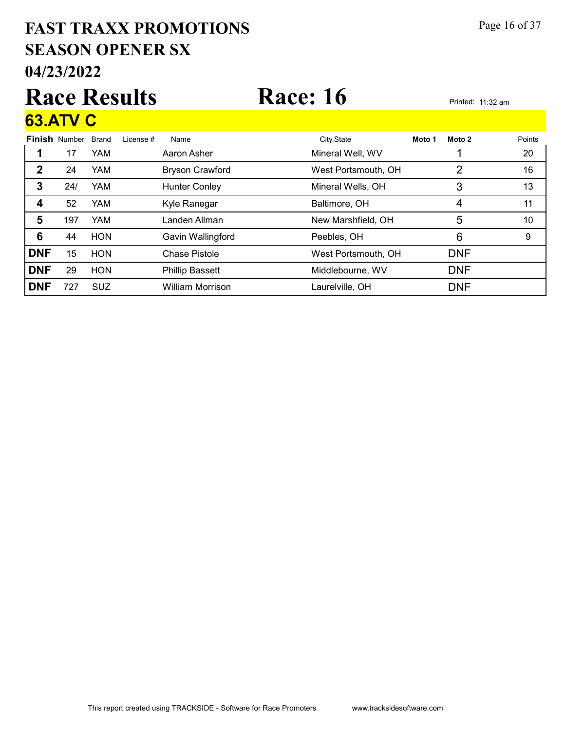# FAST TRAXX PROMOTIONS
# SEASON OPENER SX
# 04/23/2022

# Race Results

# Race: 16

Printed: 11:32 am

## 63.ATV C

| Finish | Number | Brand | License # | Name | City,State | Moto 1 | Moto 2 | Points |
|---|---|---|---|---|---|---|---|---|
| 1 | 17 | YAM | | Aaron Asher | Mineral Well, WV | | 1 | 20 |
| 2 | 24 | YAM | | Bryson Crawford | West Portsmouth, OH | | 2 | 16 |
| 3 | 24/ | YAM | | Hunter Conley | Mineral Wells, OH | | 3 | 13 |
| 4 | 52 | YAM | | Kyle Ranegar | Baltimore, OH | | 4 | 11 |
| 5 | 197 | YAM | | Landen Allman | New Marshfield, OH | | 5 | 10 |
| 6 | 44 | HON | | Gavin Wallingford | Peebles, OH | | 6 | 9 |
| DNF | 15 | HON | | Chase Pistole | West Portsmouth, OH | | DNF | |
| DNF | 29 | HON | | Phillip Bassett | Middlebourne, WV | | DNF | |
| DNF | 727 | SUZ | | William Morrison | Laurelville, OH | | DNF | |

This report created using TRACKSIDE - Software for Race Promoters www.tracksidesoftware.com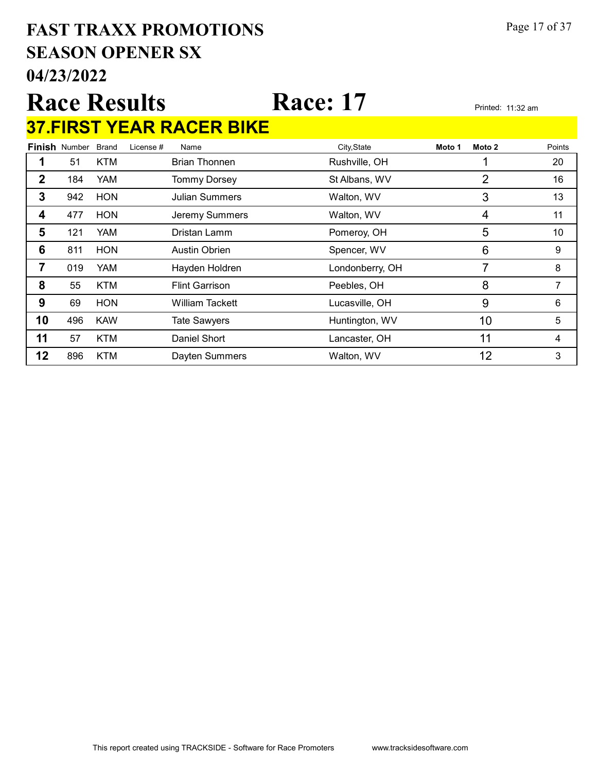# FAST TRAXX PROMOTIONS
# SEASON OPENER SX
# 04/23/2022

# Race Results    Race: 17

Printed: 11:32 am

## 37.FIRST YEAR RACER BIKE

| Finish | Number | Brand | License # | Name | City,State | Moto 1 | Moto 2 | Points |
|---|---|---|---|---|---|---|---|---|
| 1 | 51 | KTM | | Brian Thonnen | Rushville, OH | | 1 | 20 |
| 2 | 184 | YAM | | Tommy Dorsey | St Albans, WV | | 2 | 16 |
| 3 | 942 | HON | | Julian Summers | Walton, WV | | 3 | 13 |
| 4 | 477 | HON | | Jeremy Summers | Walton, WV | | 4 | 11 |
| 5 | 121 | YAM | | Dristan Lamm | Pomeroy, OH | | 5 | 10 |
| 6 | 811 | HON | | Austin Obrien | Spencer, WV | | 6 | 9 |
| 7 | 019 | YAM | | Hayden Holdren | Londonberry, OH | | 7 | 8 |
| 8 | 55 | KTM | | Flint Garrison | Peebles, OH | | 8 | 7 |
| 9 | 69 | HON | | William Tackett | Lucasville, OH | | 9 | 6 |
| 10 | 496 | KAW | | Tate Sawyers | Huntington, WV | | 10 | 5 |
| 11 | 57 | KTM | | Daniel Short | Lancaster, OH | | 11 | 4 |
| 12 | 896 | KTM | | Dayten Summers | Walton, WV | | 12 | 3 |

This report created using TRACKSIDE - Software for Race Promoters    www.tracksidesoftware.com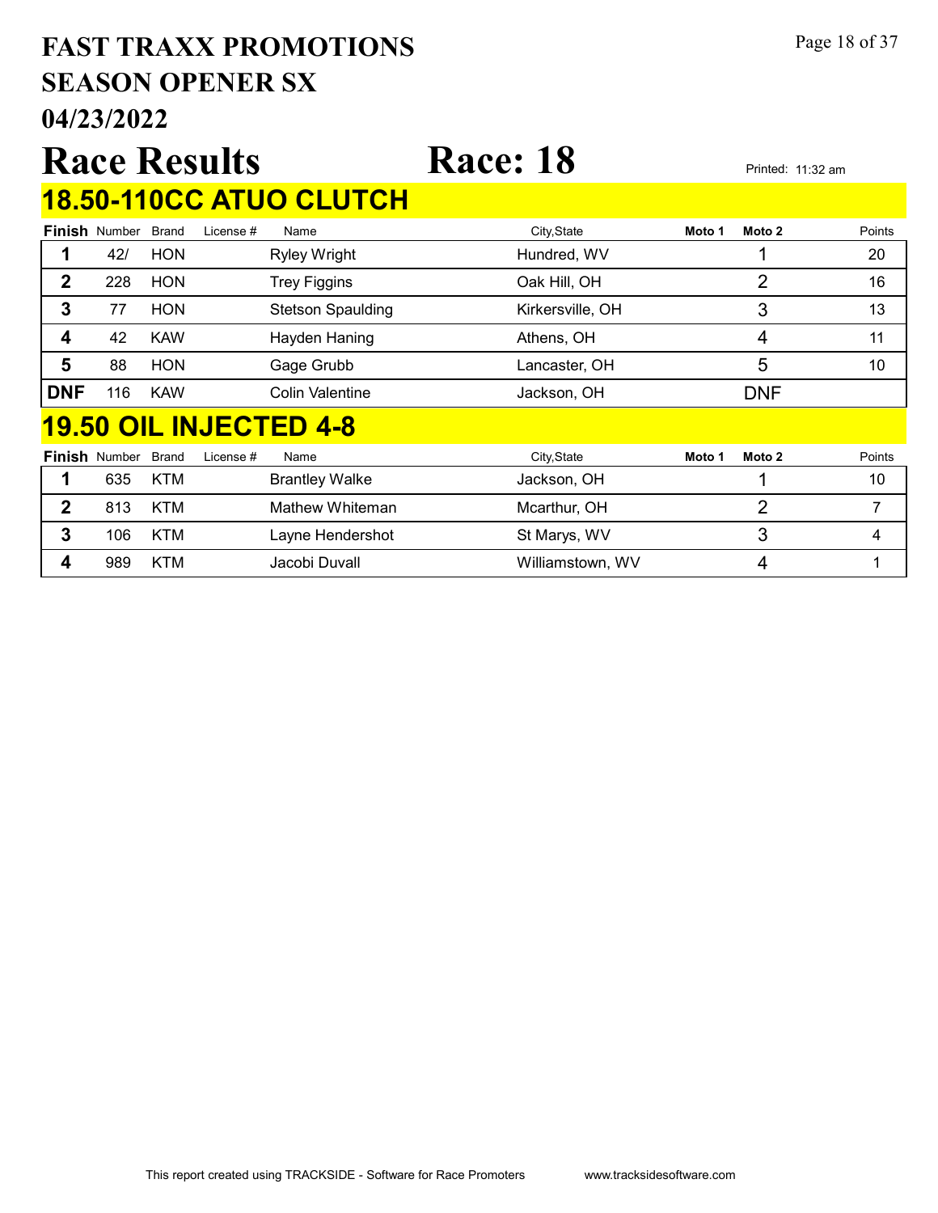# FAST TRAXX PROMOTIONS
## SEASON OPENER SX
## 04/23/2022

# Race Results

# Race: 18

Printed: 11:32 am

## 18.50-110CC ATUO CLUTCH

| Finish | Number | Brand | License # | Name | City,State | Moto 1 | Moto 2 | Points |
|---|---|---|---|---|---|---|---|---|
| 1 | 42/ | HON | | Ryley Wright | Hundred, WV | | 1 | 20 |
| 2 | 228 | HON | | Trey Figgins | Oak Hill, OH | | 2 | 16 |
| 3 | 77 | HON | | Stetson Spaulding | Kirkersville, OH | | 3 | 13 |
| 4 | 42 | KAW | | Hayden Haning | Athens, OH | | 4 | 11 |
| 5 | 88 | HON | | Gage Grubb | Lancaster, OH | | 5 | 10 |
| DNF | 116 | KAW | | Colin Valentine | Jackson, OH | | DNF | |

## 19.50 OIL INJECTED 4-8

| Finish | Number | Brand | License # | Name | City,State | Moto 1 | Moto 2 | Points |
|---|---|---|---|---|---|---|---|---|
| 1 | 635 | KTM | | Brantley Walke | Jackson, OH | | 1 | 10 |
| 2 | 813 | KTM | | Mathew Whiteman | Mcarthur, OH | | 2 | 7 |
| 3 | 106 | KTM | | Layne Hendershot | St Marys, WV | | 3 | 4 |
| 4 | 989 | KTM | | Jacobi Duvall | Williamstown, WV | | 4 | 1 |

This report created using TRACKSIDE - Software for Race Promoters www.tracksidesoftware.com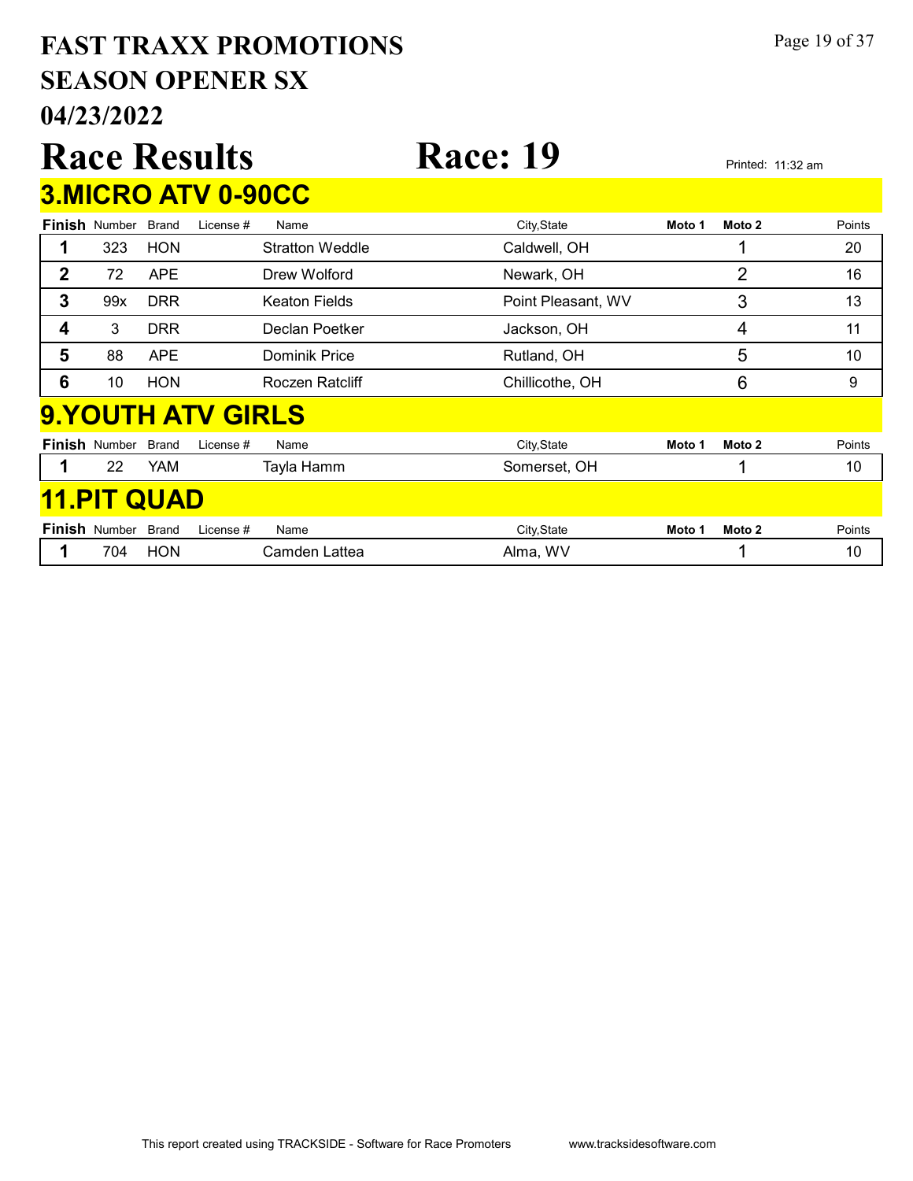# FAST TRAXX PROMOTIONS
## SEASON OPENER SX
## 04/23/2022

# Race Results

# Race: 19

Printed: 11:32 am

## 3.MICRO ATV 0-90CC

| Finish | Number | Brand | License # | Name | City,State | Moto 1 | Moto 2 | Points |
|---|---|---|---|---|---|---|---|---|
| 1 | 323 | HON | | Stratton Weddle | Caldwell, OH | | 1 | 20 |
| 2 | 72 | APE | | Drew Wolford | Newark, OH | | 2 | 16 |
| 3 | 99x | DRR | | Keaton Fields | Point Pleasant, WV | | 3 | 13 |
| 4 | 3 | DRR | | Declan Poetker | Jackson, OH | | 4 | 11 |
| 5 | 88 | APE | | Dominik Price | Rutland, OH | | 5 | 10 |
| 6 | 10 | HON | | Roczen Ratcliff | Chillicothe, OH | | 6 | 9 |

## 9.YOUTH ATV GIRLS

| Finish | Number | Brand | License # | Name | City,State | Moto 1 | Moto 2 | Points |
|---|---|---|---|---|---|---|---|---|
| 1 | 22 | YAM | | Tayla Hamm | Somerset, OH | | 1 | 10 |

## 11.PIT QUAD

| Finish | Number | Brand | License # | Name | City,State | Moto 1 | Moto 2 | Points |
|---|---|---|---|---|---|---|---|---|
| 1 | 704 | HON | | Camden Lattea | Alma, WV | | 1 | 10 |

This report created using TRACKSIDE - Software for Race Promoters www.tracksidesoftware.com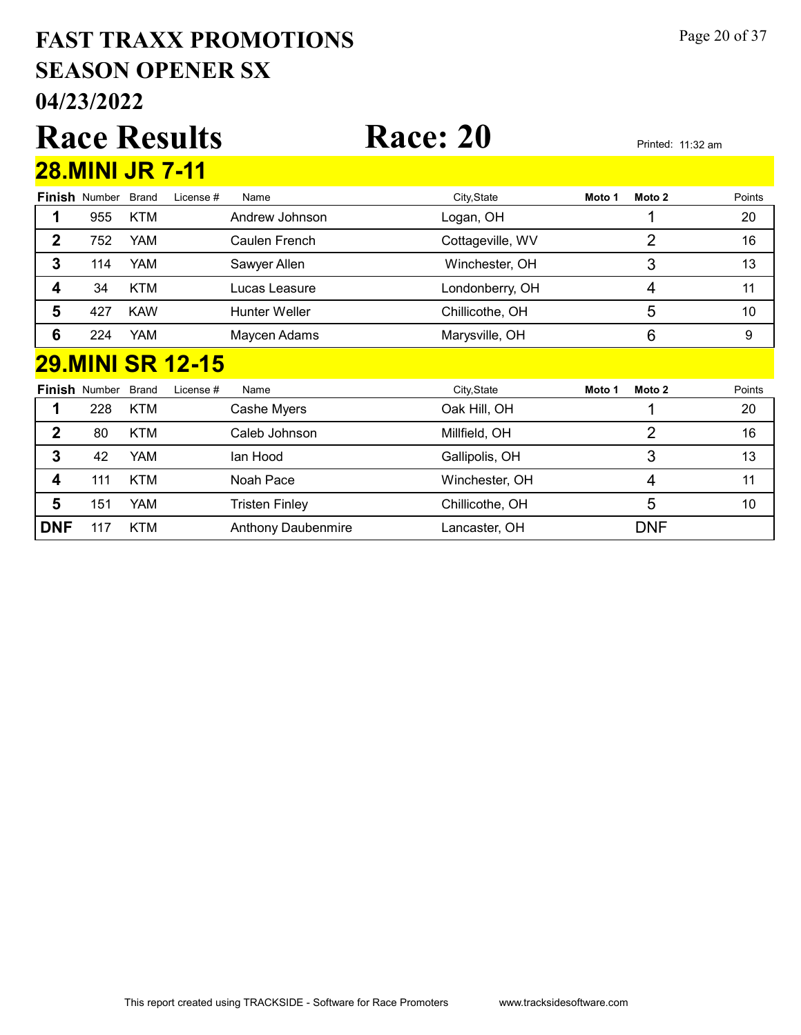# FAST TRAXX PROMOTIONS
# SEASON OPENER SX
# 04/23/2022

# Race Results

# Race: 20

Printed: 11:32 am

## 28.MINI JR 7-11

| Finish | Number | Brand | License # | Name | City,State | Moto 1 | Moto 2 | Points |
|---|---|---|---|---|---|---|---|---|
| 1 | 955 | KTM | | Andrew Johnson | Logan, OH | | 1 | 20 |
| 2 | 752 | YAM | | Caulen French | Cottageville, WV | | 2 | 16 |
| 3 | 114 | YAM | | Sawyer Allen | Winchester, OH | | 3 | 13 |
| 4 | 34 | KTM | | Lucas Leasure | Londonberry, OH | | 4 | 11 |
| 5 | 427 | KAW | | Hunter Weller | Chillicothe, OH | | 5 | 10 |
| 6 | 224 | YAM | | Maycen Adams | Marysville, OH | | 6 | 9 |

## 29.MINI SR 12-15

| Finish | Number | Brand | License # | Name | City,State | Moto 1 | Moto 2 | Points |
|---|---|---|---|---|---|---|---|---|
| 1 | 228 | KTM | | Cashe Myers | Oak Hill, OH | | 1 | 20 |
| 2 | 80 | KTM | | Caleb Johnson | Millfield, OH | | 2 | 16 |
| 3 | 42 | YAM | | Ian Hood | Gallipolis, OH | | 3 | 13 |
| 4 | 111 | KTM | | Noah Pace | Winchester, OH | | 4 | 11 |
| 5 | 151 | YAM | | Tristen Finley | Chillicothe, OH | | 5 | 10 |
| DNF | 117 | KTM | | Anthony Daubenmire | Lancaster, OH | | DNF | |

This report created using TRACKSIDE - Software for Race Promoters www.tracksidesoftware.com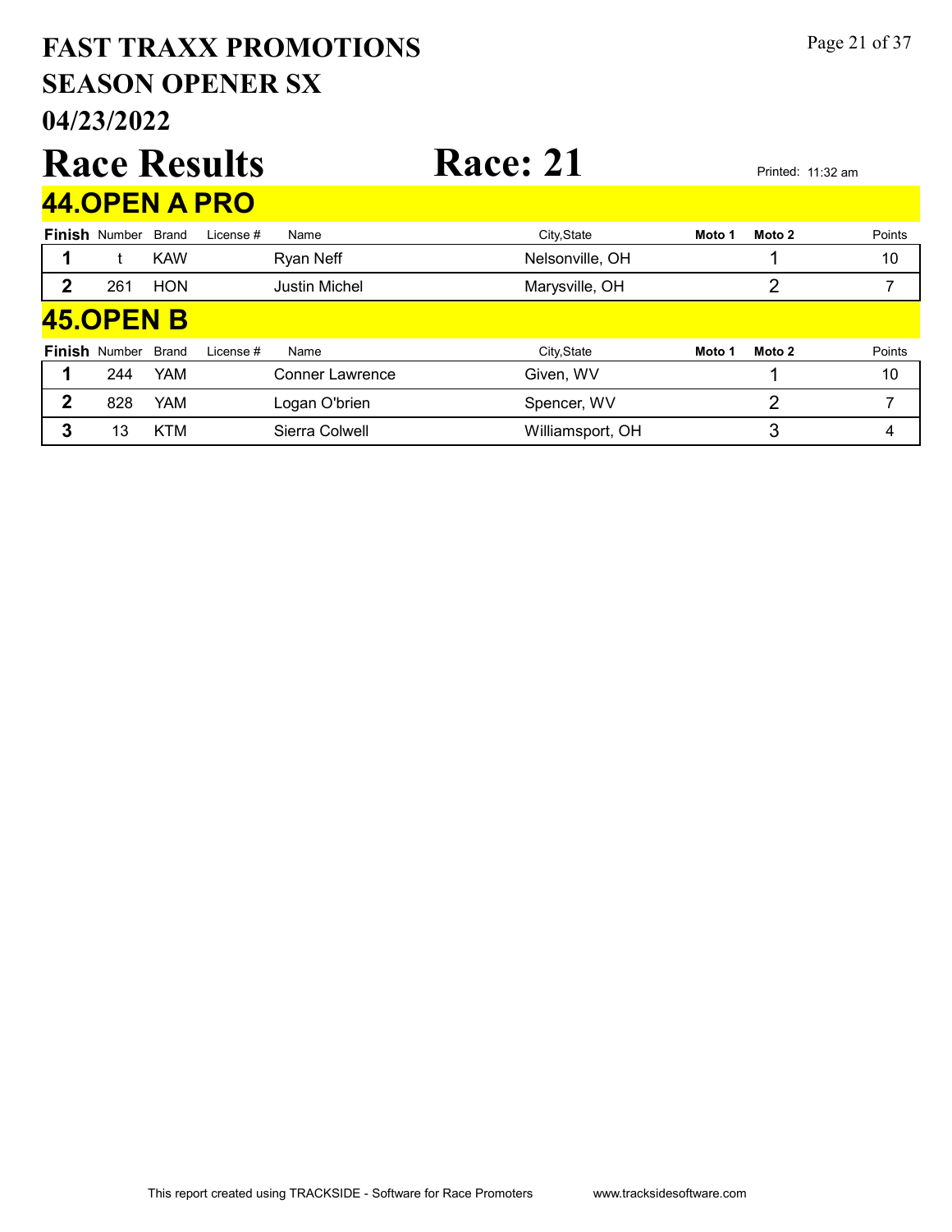# FAST TRAXX PROMOTIONS
## SEASON OPENER SX
## 04/23/2022

# Race Results

# Race: 21

Printed: 11:32 am

## 44.OPEN A PRO

| Finish | Number | Brand | License # | Name | City,State | Moto 1 | Moto 2 | Points |
|---|---|---|---|---|---|---|---|---|
| 1 | t | KAW | | Ryan Neff | Nelsonville, OH | | 1 | 10 |
| 2 | 261 | HON | | Justin Michel | Marysville, OH | | 2 | 7 |

## 45.OPEN B

| Finish | Number | Brand | License # | Name | City,State | Moto 1 | Moto 2 | Points |
|---|---|---|---|---|---|---|---|---|
| 1 | 244 | YAM | | Conner Lawrence | Given, WV | | 1 | 10 |
| 2 | 828 | YAM | | Logan O'brien | Spencer, WV | | 2 | 7 |
| 3 | 13 | KTM | | Sierra Colwell | Williamsport, OH | | 3 | 4 |

This report created using TRACKSIDE - Software for Race Promoters www.tracksidesoftware.com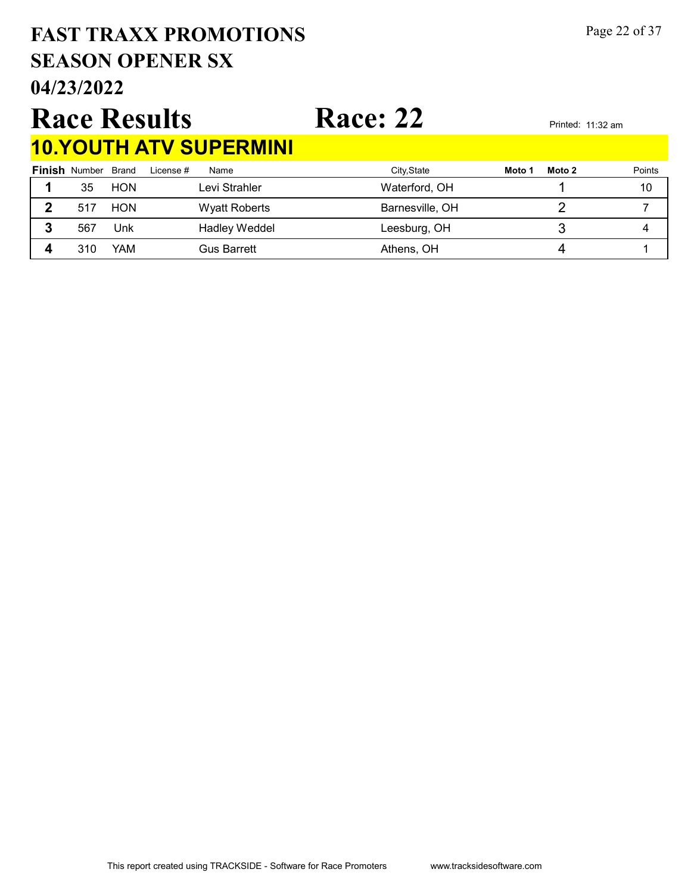# FAST TRAXX PROMOTIONS
## SEASON OPENER SX
## 04/23/2022

# Race Results

# Race: 22

Printed: 11:32 am

## 10.YOUTH ATV SUPERMINI

| Finish | Number | Brand | License # | Name | City,State | Moto 1 | Moto 2 | Points |
|---|---|---|---|---|---|---|---|---|
| 1 | 35 | HON | | Levi Strahler | Waterford, OH | | 1 | 10 |
| 2 | 517 | HON | | Wyatt Roberts | Barnesville, OH | | 2 | 7 |
| 3 | 567 | Unk | | Hadley Weddel | Leesburg, OH | | 3 | 4 |
| 4 | 310 | YAM | | Gus Barrett | Athens, OH | | 4 | 1 |

This report created using TRACKSIDE - Software for Race Promoters www.tracksidesoftware.com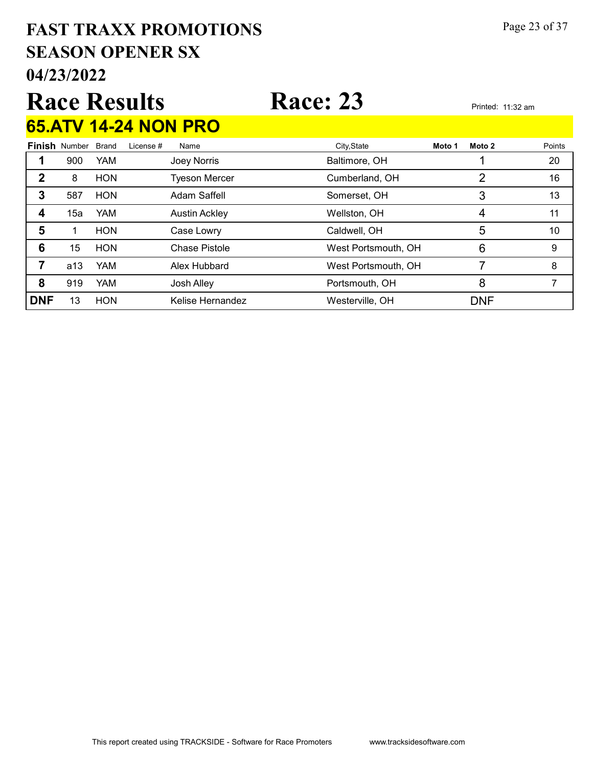# FAST TRAXX PROMOTIONS
# SEASON OPENER SX
# 04/23/2022

# Race Results &nbsp;&nbsp;&nbsp;&nbsp; Race: 23

Printed: 11:32 am

## 65.ATV 14-24 NON PRO

| Finish | Number | Brand | License # | Name | City,State | Moto 1 | Moto 2 | Points |
|---|---|---|---|---|---|---|---|---|
| 1 | 900 | YAM | | Joey Norris | Baltimore, OH | | 1 | 20 |
| 2 | 8 | HON | | Tyeson Mercer | Cumberland, OH | | 2 | 16 |
| 3 | 587 | HON | | Adam Saffell | Somerset, OH | | 3 | 13 |
| 4 | 15a | YAM | | Austin Ackley | Wellston, OH | | 4 | 11 |
| 5 | 1 | HON | | Case Lowry | Caldwell, OH | | 5 | 10 |
| 6 | 15 | HON | | Chase Pistole | West Portsmouth, OH | | 6 | 9 |
| 7 | a13 | YAM | | Alex Hubbard | West Portsmouth, OH | | 7 | 8 |
| 8 | 919 | YAM | | Josh Alley | Portsmouth, OH | | 8 | 7 |
| DNF | 13 | HON | | Kelise Hernandez | Westerville, OH | | DNF | |

This report created using TRACKSIDE - Software for Race Promoters &nbsp;&nbsp;&nbsp; www.tracksidesoftware.com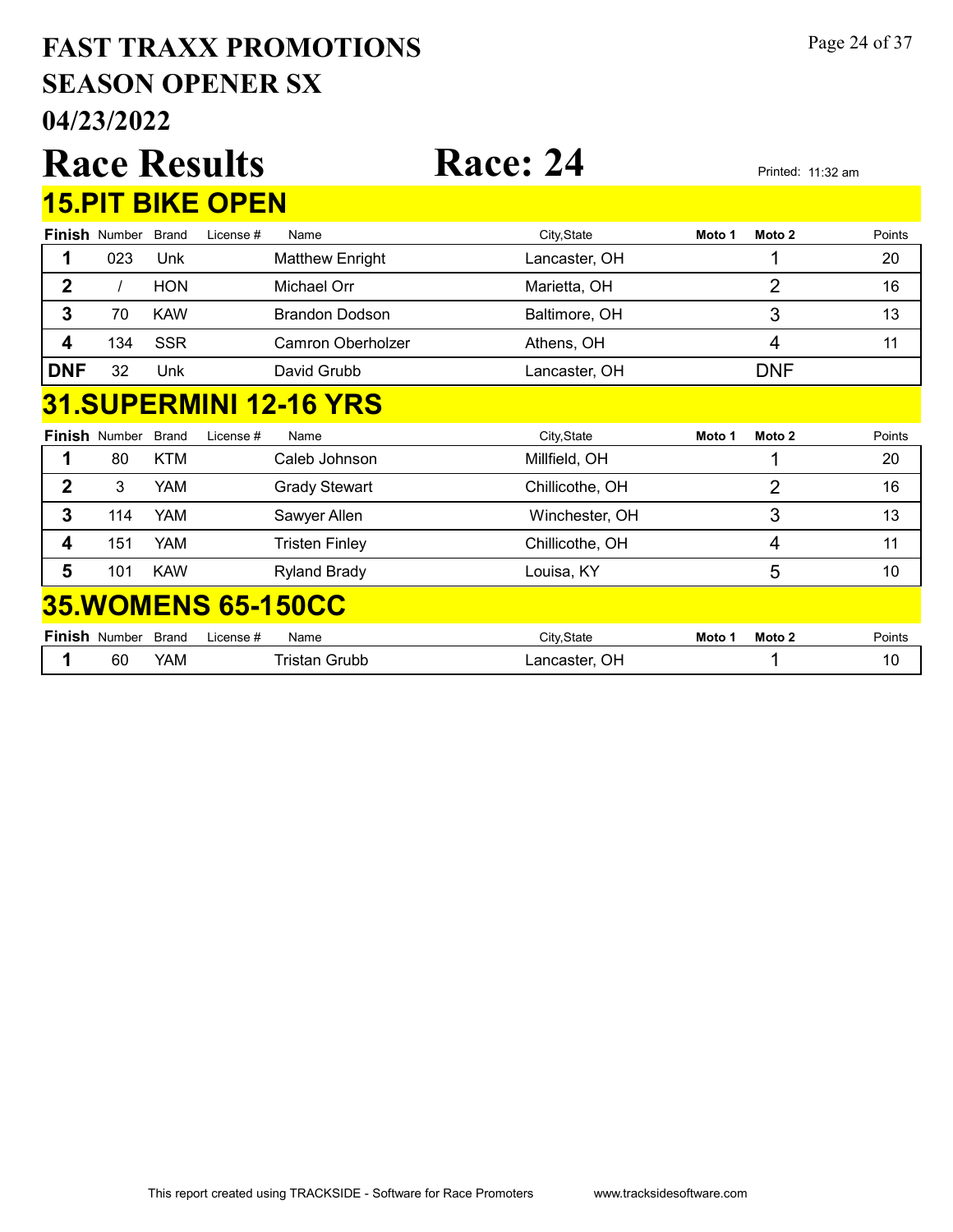# FAST TRAXX PROMOTIONS
## SEASON OPENER SX
## 04/23/2022

# Race Results — Race: 24

Printed: 11:32 am

## 15.PIT BIKE OPEN

| Finish | Number | Brand | License # | Name | City,State | Moto 1 | Moto 2 | Points |
|---|---|---|---|---|---|---|---|---|
| 1 | 023 | Unk | | Matthew Enright | Lancaster, OH | | 1 | 20 |
| 2 | / | HON | | Michael Orr | Marietta, OH | | 2 | 16 |
| 3 | 70 | KAW | | Brandon Dodson | Baltimore, OH | | 3 | 13 |
| 4 | 134 | SSR | | Camron Oberholzer | Athens, OH | | 4 | 11 |
| DNF | 32 | Unk | | David Grubb | Lancaster, OH | | DNF | |

## 31.SUPERMINI 12-16 YRS

| Finish | Number | Brand | License # | Name | City,State | Moto 1 | Moto 2 | Points |
|---|---|---|---|---|---|---|---|---|
| 1 | 80 | KTM | | Caleb Johnson | Millfield, OH | | 1 | 20 |
| 2 | 3 | YAM | | Grady Stewart | Chillicothe, OH | | 2 | 16 |
| 3 | 114 | YAM | | Sawyer Allen | Winchester, OH | | 3 | 13 |
| 4 | 151 | YAM | | Tristen Finley | Chillicothe, OH | | 4 | 11 |
| 5 | 101 | KAW | | Ryland Brady | Louisa, KY | | 5 | 10 |

## 35.WOMENS 65-150CC

| Finish | Number | Brand | License # | Name | City,State | Moto 1 | Moto 2 | Points |
|---|---|---|---|---|---|---|---|---|
| 1 | 60 | YAM | | Tristan Grubb | Lancaster, OH | | 1 | 10 |

This report created using TRACKSIDE - Software for Race Promoters www.tracksidesoftware.com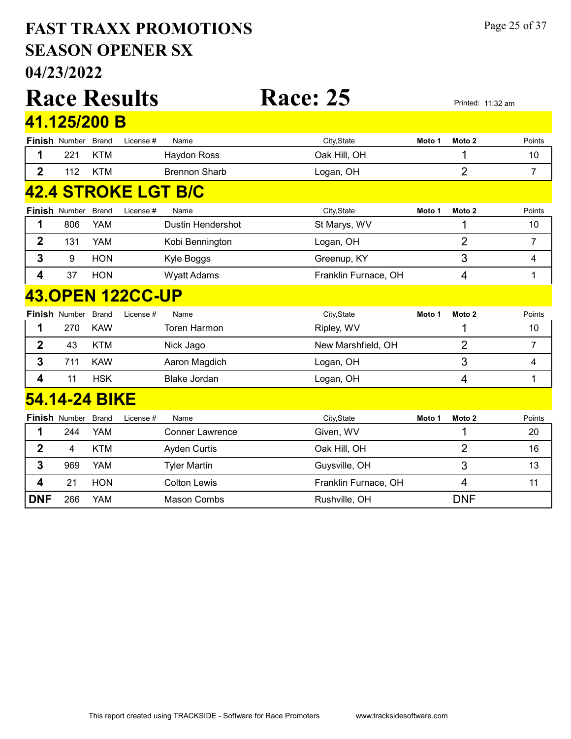# FAST TRAXX PROMOTIONS
# SEASON OPENER SX
# 04/23/2022

# Race Results

# Race: 25

Printed: 11:32 am

## 41.125/200 B

| Finish | Number | Brand | License # | Name | City,State | Moto 1 | Moto 2 | Points |
|---|---|---|---|---|---|---|---|---|
| 1 | 221 | KTM | | Haydon Ross | Oak Hill, OH | | 1 | 10 |
| 2 | 112 | KTM | | Brennon Sharb | Logan, OH | | 2 | 7 |

## 42.4 STROKE LGT B/C

| Finish | Number | Brand | License # | Name | City,State | Moto 1 | Moto 2 | Points |
|---|---|---|---|---|---|---|---|---|
| 1 | 806 | YAM | | Dustin Hendershot | St Marys, WV | | 1 | 10 |
| 2 | 131 | YAM | | Kobi Bennington | Logan, OH | | 2 | 7 |
| 3 | 9 | HON | | Kyle Boggs | Greenup, KY | | 3 | 4 |
| 4 | 37 | HON | | Wyatt Adams | Franklin Furnace, OH | | 4 | 1 |

## 43.OPEN 122CC-UP

| Finish | Number | Brand | License # | Name | City,State | Moto 1 | Moto 2 | Points |
|---|---|---|---|---|---|---|---|---|
| 1 | 270 | KAW | | Toren Harmon | Ripley, WV | | 1 | 10 |
| 2 | 43 | KTM | | Nick Jago | New Marshfield, OH | | 2 | 7 |
| 3 | 711 | KAW | | Aaron Magdich | Logan, OH | | 3 | 4 |
| 4 | 11 | HSK | | Blake Jordan | Logan, OH | | 4 | 1 |

## 54.14-24 BIKE

| Finish | Number | Brand | License # | Name | City,State | Moto 1 | Moto 2 | Points |
|---|---|---|---|---|---|---|---|---|
| 1 | 244 | YAM | | Conner Lawrence | Given, WV | | 1 | 20 |
| 2 | 4 | KTM | | Ayden Curtis | Oak Hill, OH | | 2 | 16 |
| 3 | 969 | YAM | | Tyler Martin | Guysville, OH | | 3 | 13 |
| 4 | 21 | HON | | Colton Lewis | Franklin Furnace, OH | | 4 | 11 |
| DNF | 266 | YAM | | Mason Combs | Rushville, OH | | DNF | |

This report created using TRACKSIDE - Software for Race Promoters www.tracksidesoftware.com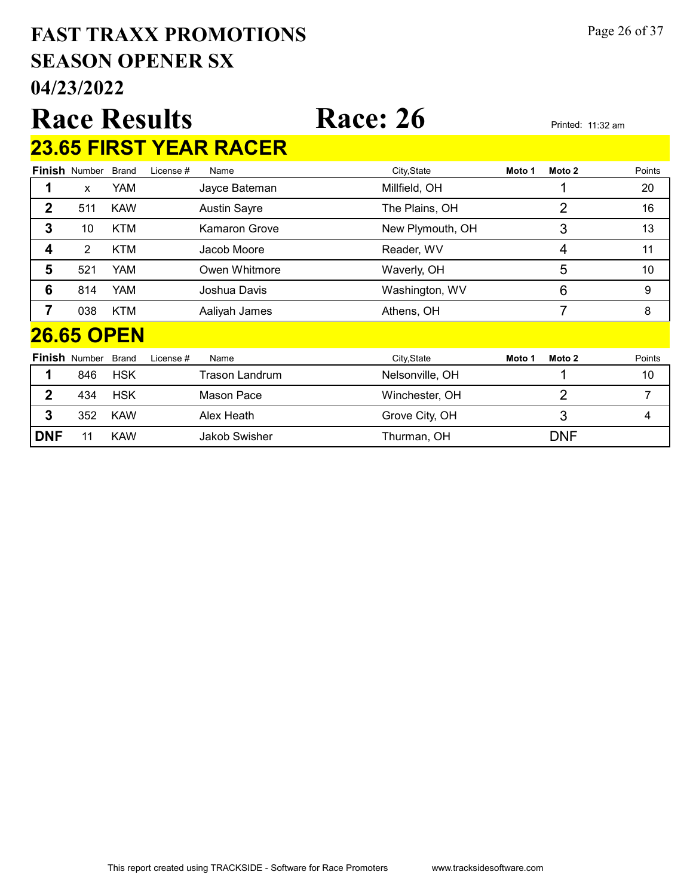# FAST TRAXX PROMOTIONS
## SEASON OPENER SX
## 04/23/2022

# Race Results — Race: 26

Printed: 11:32 am

## 23.65 FIRST YEAR RACER

| Finish | Number | Brand | License # | Name | City,State | Moto 1 | Moto 2 | Points |
|---|---|---|---|---|---|---|---|---|
| 1 | x | YAM | | Jayce Bateman | Millfield, OH | | 1 | 20 |
| 2 | 511 | KAW | | Austin Sayre | The Plains, OH | | 2 | 16 |
| 3 | 10 | KTM | | Kamaron Grove | New Plymouth, OH | | 3 | 13 |
| 4 | 2 | KTM | | Jacob Moore | Reader, WV | | 4 | 11 |
| 5 | 521 | YAM | | Owen Whitmore | Waverly, OH | | 5 | 10 |
| 6 | 814 | YAM | | Joshua Davis | Washington, WV | | 6 | 9 |
| 7 | 038 | KTM | | Aaliyah James | Athens, OH | | 7 | 8 |

## 26.65 OPEN

| Finish | Number | Brand | License # | Name | City,State | Moto 1 | Moto 2 | Points |
|---|---|---|---|---|---|---|---|---|
| 1 | 846 | HSK | | Trason Landrum | Nelsonville, OH | | 1 | 10 |
| 2 | 434 | HSK | | Mason Pace | Winchester, OH | | 2 | 7 |
| 3 | 352 | KAW | | Alex Heath | Grove City, OH | | 3 | 4 |
| DNF | 11 | KAW | | Jakob Swisher | Thurman, OH | | DNF | |

This report created using TRACKSIDE - Software for Race Promoters www.tracksidesoftware.com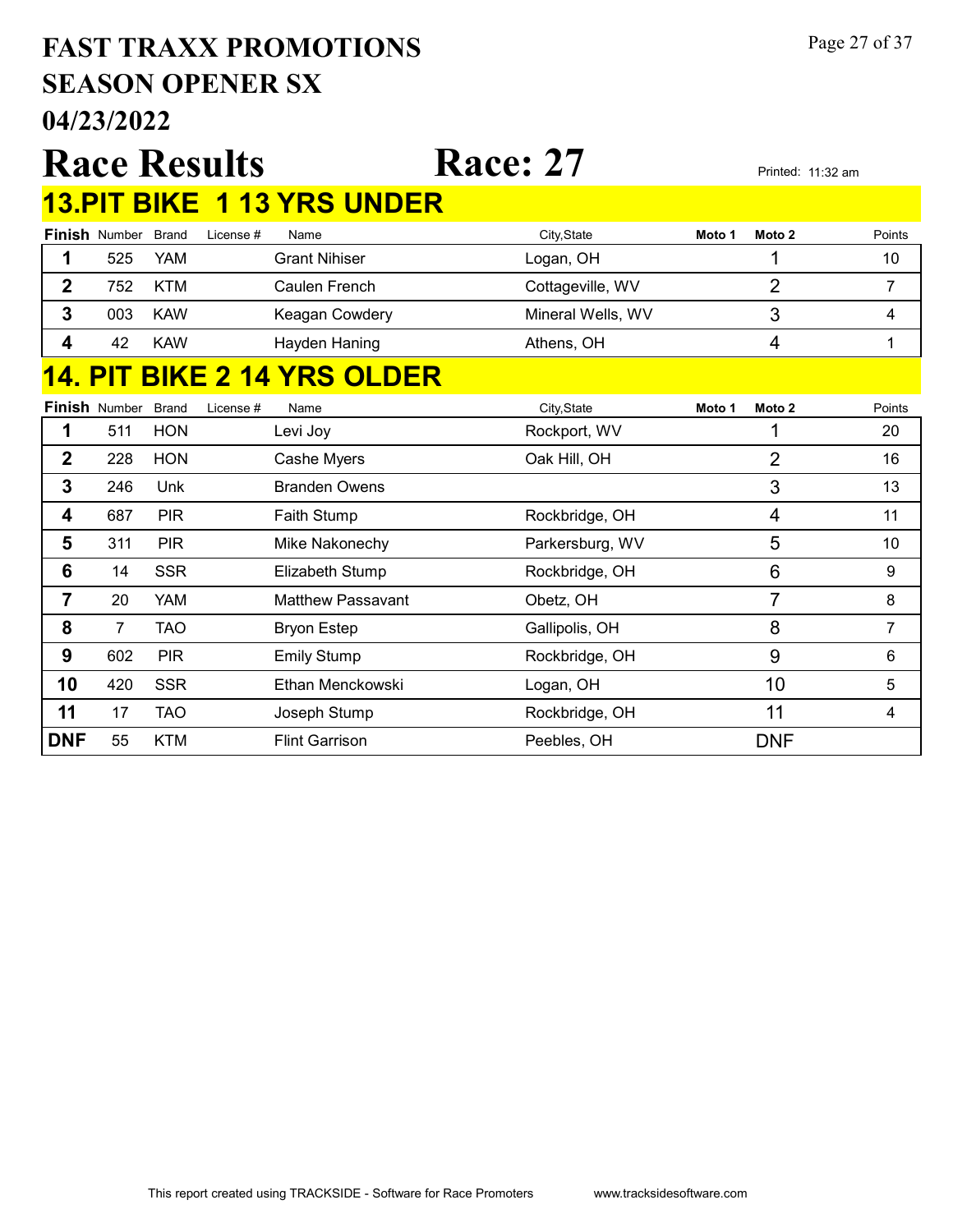# FAST TRAXX PROMOTIONS
# SEASON OPENER SX
# 04/23/2022

# Race Results    Race: 27

Printed: 11:32 am

## 13.PIT BIKE 1 13 YRS UNDER

| Finish | Number | Brand | License # | Name | City,State | Moto 1 | Moto 2 | Points |
|---|---|---|---|---|---|---|---|---|
| 1 | 525 | YAM | | Grant Nihiser | Logan, OH | | 1 | 10 |
| 2 | 752 | KTM | | Caulen French | Cottageville, WV | | 2 | 7 |
| 3 | 003 | KAW | | Keagan Cowdery | Mineral Wells, WV | | 3 | 4 |
| 4 | 42 | KAW | | Hayden Haning | Athens, OH | | 4 | 1 |

## 14. PIT BIKE 2 14 YRS OLDER

| Finish | Number | Brand | License # | Name | City,State | Moto 1 | Moto 2 | Points |
|---|---|---|---|---|---|---|---|---|
| 1 | 511 | HON | | Levi Joy | Rockport, WV | | 1 | 20 |
| 2 | 228 | HON | | Cashe Myers | Oak Hill, OH | | 2 | 16 |
| 3 | 246 | Unk | | Branden Owens | | | 3 | 13 |
| 4 | 687 | PIR | | Faith Stump | Rockbridge, OH | | 4 | 11 |
| 5 | 311 | PIR | | Mike Nakonechy | Parkersburg, WV | | 5 | 10 |
| 6 | 14 | SSR | | Elizabeth Stump | Rockbridge, OH | | 6 | 9 |
| 7 | 20 | YAM | | Matthew Passavant | Obetz, OH | | 7 | 8 |
| 8 | 7 | TAO | | Bryon Estep | Gallipolis, OH | | 8 | 7 |
| 9 | 602 | PIR | | Emily Stump | Rockbridge, OH | | 9 | 6 |
| 10 | 420 | SSR | | Ethan Menckowski | Logan, OH | | 10 | 5 |
| 11 | 17 | TAO | | Joseph Stump | Rockbridge, OH | | 11 | 4 |
| DNF | 55 | KTM | | Flint Garrison | Peebles, OH | | DNF | |

This report created using TRACKSIDE - Software for Race Promoters www.tracksidesoftware.com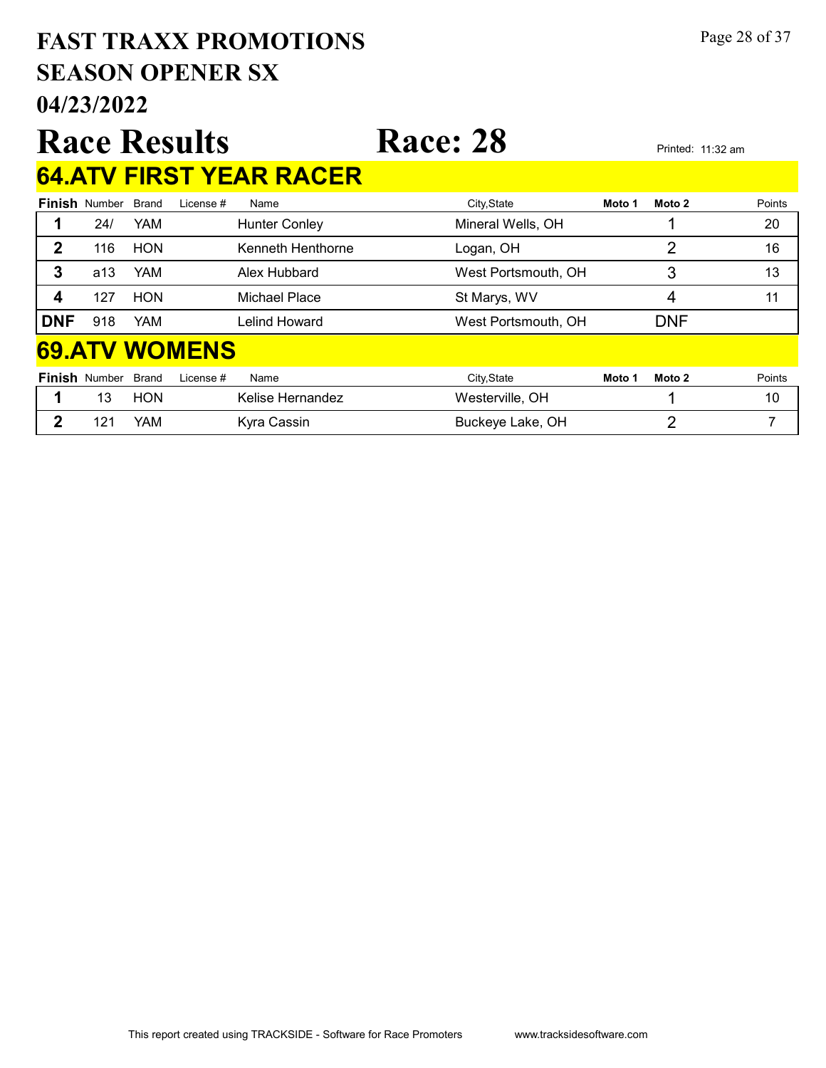# FAST TRAXX PROMOTIONS
# SEASON OPENER SX
# 04/23/2022

# Race Results Race: 28

Printed: 11:32 am

## 64.ATV FIRST YEAR RACER

| Finish | Number | Brand | License # | Name | City,State | Moto 1 | Moto 2 | Points |
|---|---|---|---|---|---|---|---|---|
| 1 | 24/ | YAM | | Hunter Conley | Mineral Wells, OH | | 1 | 20 |
| 2 | 116 | HON | | Kenneth Henthorne | Logan, OH | | 2 | 16 |
| 3 | a13 | YAM | | Alex Hubbard | West Portsmouth, OH | | 3 | 13 |
| 4 | 127 | HON | | Michael Place | St Marys, WV | | 4 | 11 |
| DNF | 918 | YAM | | Lelind Howard | West Portsmouth, OH | | DNF | |

## 69.ATV WOMENS

| Finish | Number | Brand | License # | Name | City,State | Moto 1 | Moto 2 | Points |
|---|---|---|---|---|---|---|---|---|
| 1 | 13 | HON | | Kelise Hernandez | Westerville, OH | | 1 | 10 |
| 2 | 121 | YAM | | Kyra Cassin | Buckeye Lake, OH | | 2 | 7 |

This report created using TRACKSIDE - Software for Race Promoters www.tracksidesoftware.com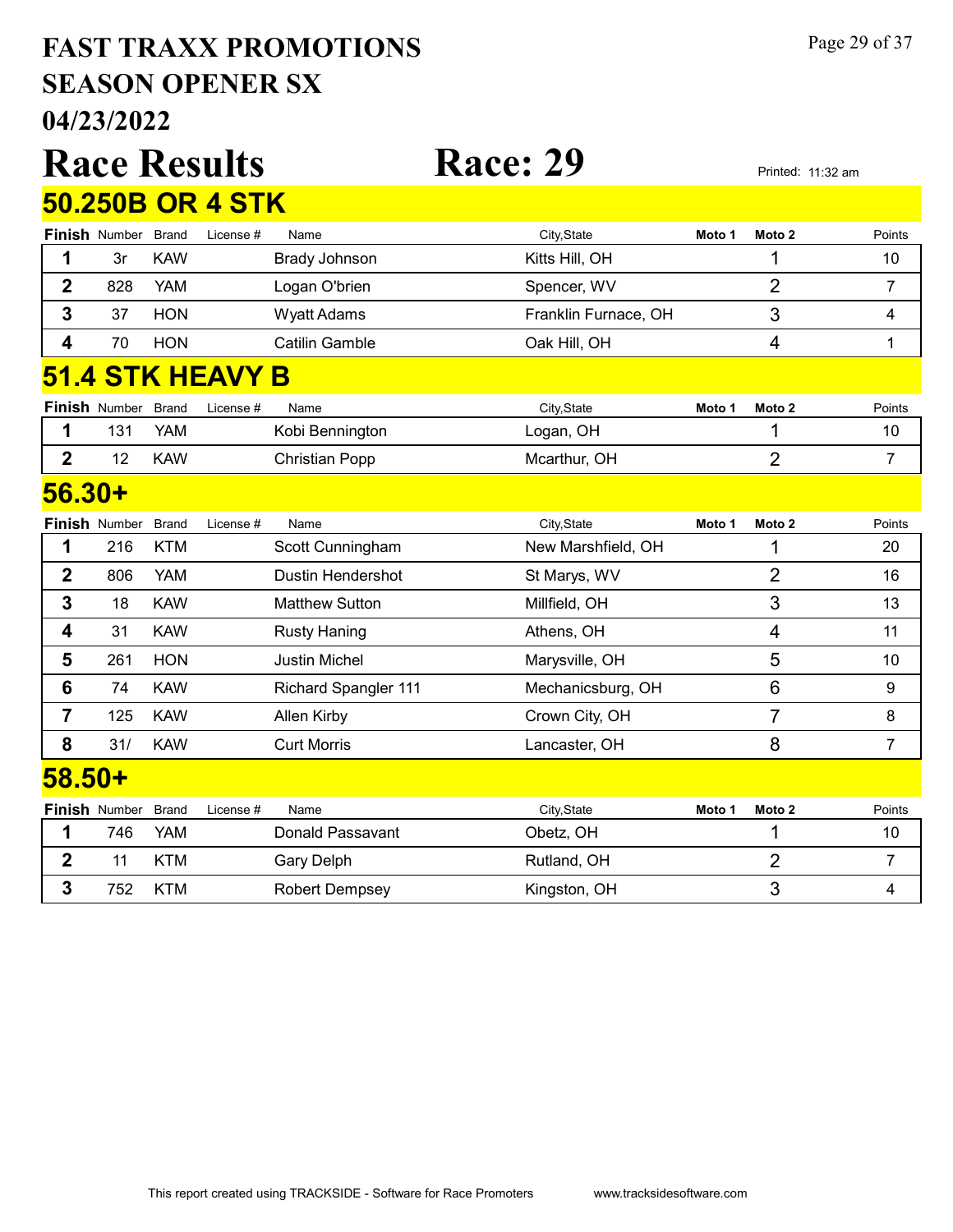# FAST TRAXX PROMOTIONS
# SEASON OPENER SX
# 04/23/2022

# Race Results Race: 29

Printed: 11:32 am

## 50.250B OR 4 STK

| Finish | Number | Brand | License # | Name | City,State | Moto 1 | Moto 2 | Points |
|---|---|---|---|---|---|---|---|---|
| 1 | 3r | KAW | | Brady Johnson | Kitts Hill, OH | | 1 | 10 |
| 2 | 828 | YAM | | Logan O'brien | Spencer, WV | | 2 | 7 |
| 3 | 37 | HON | | Wyatt Adams | Franklin Furnace, OH | | 3 | 4 |
| 4 | 70 | HON | | Catilin Gamble | Oak Hill, OH | | 4 | 1 |

## 51.4 STK HEAVY B

| Finish | Number | Brand | License # | Name | City,State | Moto 1 | Moto 2 | Points |
|---|---|---|---|---|---|---|---|---|
| 1 | 131 | YAM | | Kobi Bennington | Logan, OH | | 1 | 10 |
| 2 | 12 | KAW | | Christian Popp | Mcarthur, OH | | 2 | 7 |

## 56.30+

| Finish | Number | Brand | License # | Name | City,State | Moto 1 | Moto 2 | Points |
|---|---|---|---|---|---|---|---|---|
| 1 | 216 | KTM | | Scott Cunningham | New Marshfield, OH | | 1 | 20 |
| 2 | 806 | YAM | | Dustin Hendershot | St Marys, WV | | 2 | 16 |
| 3 | 18 | KAW | | Matthew Sutton | Millfield, OH | | 3 | 13 |
| 4 | 31 | KAW | | Rusty Haning | Athens, OH | | 4 | 11 |
| 5 | 261 | HON | | Justin Michel | Marysville, OH | | 5 | 10 |
| 6 | 74 | KAW | | Richard Spangler 111 | Mechanicsburg, OH | | 6 | 9 |
| 7 | 125 | KAW | | Allen Kirby | Crown City, OH | | 7 | 8 |
| 8 | 31/ | KAW | | Curt Morris | Lancaster, OH | | 8 | 7 |

## 58.50+

| Finish | Number | Brand | License # | Name | City,State | Moto 1 | Moto 2 | Points |
|---|---|---|---|---|---|---|---|---|
| 1 | 746 | YAM | | Donald Passavant | Obetz, OH | | 1 | 10 |
| 2 | 11 | KTM | | Gary Delph | Rutland, OH | | 2 | 7 |
| 3 | 752 | KTM | | Robert Dempsey | Kingston, OH | | 3 | 4 |

This report created using TRACKSIDE - Software for Race Promoters www.tracksidesoftware.com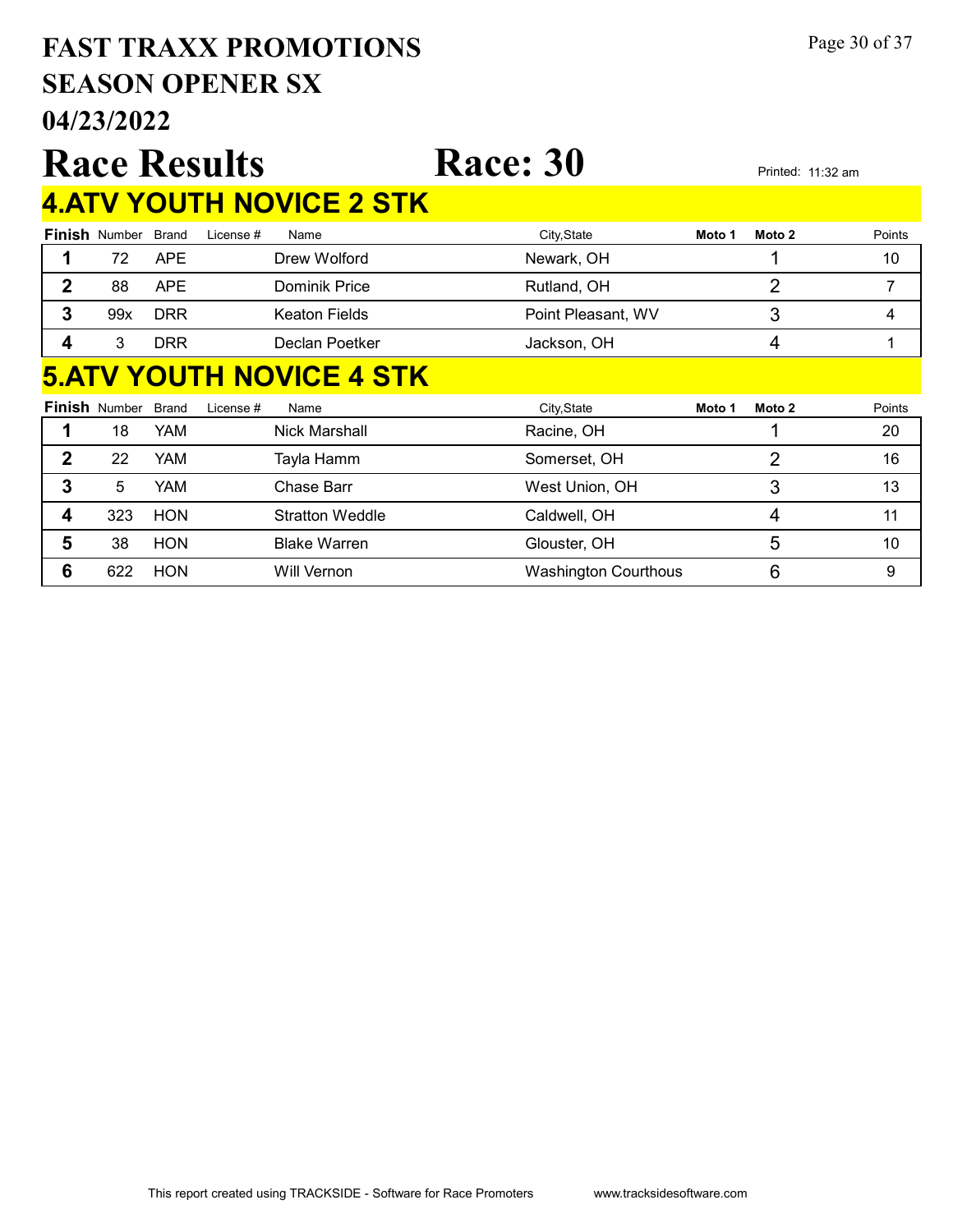# FAST TRAXX PROMOTIONS
# SEASON OPENER SX
# 04/23/2022

# Race Results    Race: 30

Printed: 11:32 am

## 4.ATV YOUTH NOVICE 2 STK

| Finish | Number | Brand | License # | Name | City,State | Moto 1 | Moto 2 | Points |
|---|---|---|---|---|---|---|---|---|
| 1 | 72 | APE | | Drew Wolford | Newark, OH | | 1 | 10 |
| 2 | 88 | APE | | Dominik Price | Rutland, OH | | 2 | 7 |
| 3 | 99x | DRR | | Keaton Fields | Point Pleasant, WV | | 3 | 4 |
| 4 | 3 | DRR | | Declan Poetker | Jackson, OH | | 4 | 1 |

## 5.ATV YOUTH NOVICE 4 STK

| Finish | Number | Brand | License # | Name | City,State | Moto 1 | Moto 2 | Points |
|---|---|---|---|---|---|---|---|---|
| 1 | 18 | YAM | | Nick Marshall | Racine, OH | | 1 | 20 |
| 2 | 22 | YAM | | Tayla Hamm | Somerset, OH | | 2 | 16 |
| 3 | 5 | YAM | | Chase Barr | West Union, OH | | 3 | 13 |
| 4 | 323 | HON | | Stratton Weddle | Caldwell, OH | | 4 | 11 |
| 5 | 38 | HON | | Blake Warren | Glouster, OH | | 5 | 10 |
| 6 | 622 | HON | | Will Vernon | Washington Courthous | | 6 | 9 |

This report created using TRACKSIDE - Software for Race Promoters    www.tracksidesoftware.com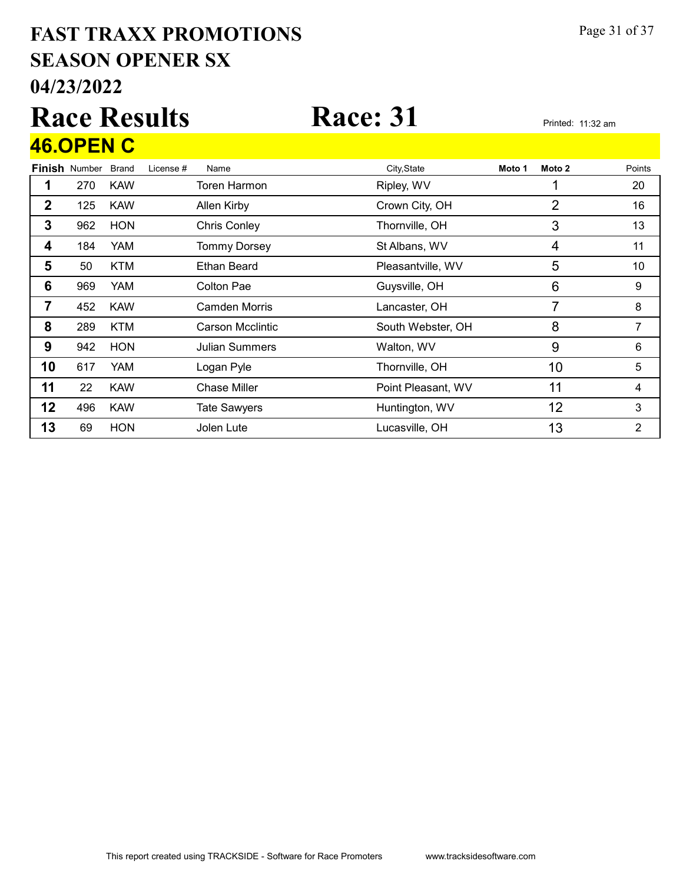# FAST TRAXX PROMOTIONS
## SEASON OPENER SX
## 04/23/2022

# Race Results Race: 31

Printed: 11:32 am

## 46.OPEN C

| Finish | Number | Brand | License # | Name | City,State | Moto 1 | Moto 2 | Points |
|---|---|---|---|---|---|---|---|---|
| 1 | 270 | KAW | | Toren Harmon | Ripley, WV | | 1 | 20 |
| 2 | 125 | KAW | | Allen Kirby | Crown City, OH | | 2 | 16 |
| 3 | 962 | HON | | Chris Conley | Thornville, OH | | 3 | 13 |
| 4 | 184 | YAM | | Tommy Dorsey | St Albans, WV | | 4 | 11 |
| 5 | 50 | KTM | | Ethan Beard | Pleasantville, WV | | 5 | 10 |
| 6 | 969 | YAM | | Colton Pae | Guysville, OH | | 6 | 9 |
| 7 | 452 | KAW | | Camden Morris | Lancaster, OH | | 7 | 8 |
| 8 | 289 | KTM | | Carson Mcclintic | South Webster, OH | | 8 | 7 |
| 9 | 942 | HON | | Julian Summers | Walton, WV | | 9 | 6 |
| 10 | 617 | YAM | | Logan Pyle | Thornville, OH | | 10 | 5 |
| 11 | 22 | KAW | | Chase Miller | Point Pleasant, WV | | 11 | 4 |
| 12 | 496 | KAW | | Tate Sawyers | Huntington, WV | | 12 | 3 |
| 13 | 69 | HON | | Jolen Lute | Lucasville, OH | | 13 | 2 |

This report created using TRACKSIDE - Software for Race Promoters www.tracksidesoftware.com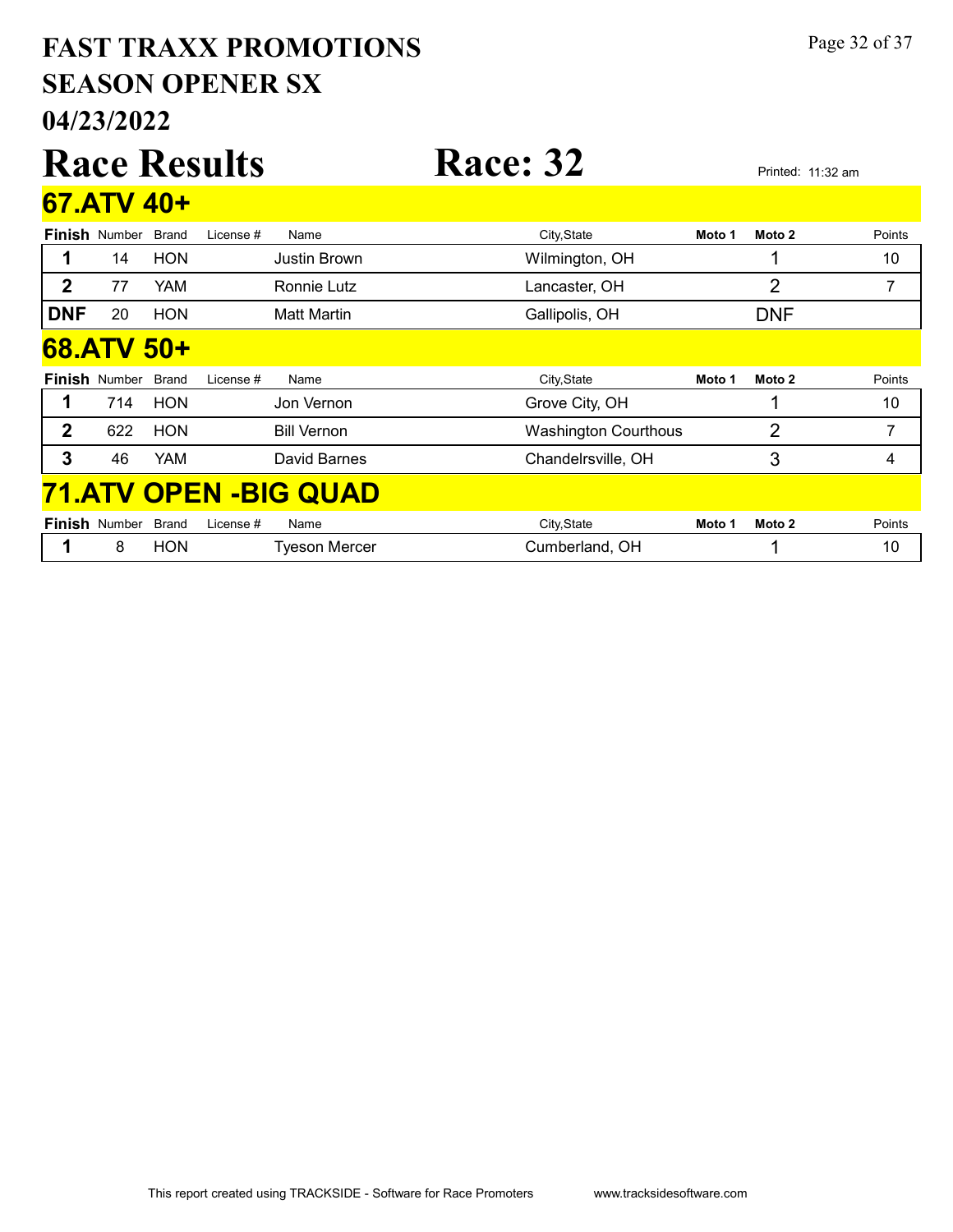# FAST TRAXX PROMOTIONS
## SEASON OPENER SX
## 04/23/2022

# Race Results

# Race: 32

Printed: 11:32 am

## 67.ATV 40+

| Finish | Number | Brand | License # | Name | City,State | Moto 1 | Moto 2 | Points |
|---|---|---|---|---|---|---|---|---|
| 1 | 14 | HON | | Justin Brown | Wilmington, OH | | 1 | 10 |
| 2 | 77 | YAM | | Ronnie Lutz | Lancaster, OH | | 2 | 7 |
| DNF | 20 | HON | | Matt Martin | Gallipolis, OH | | DNF | |

## 68.ATV 50+

| Finish | Number | Brand | License # | Name | City,State | Moto 1 | Moto 2 | Points |
|---|---|---|---|---|---|---|---|---|
| 1 | 714 | HON | | Jon Vernon | Grove City, OH | | 1 | 10 |
| 2 | 622 | HON | | Bill Vernon | Washington Courthous | | 2 | 7 |
| 3 | 46 | YAM | | David Barnes | Chandelrsville, OH | | 3 | 4 |

## 71.ATV OPEN -BIG QUAD

| Finish | Number | Brand | License # | Name | City,State | Moto 1 | Moto 2 | Points |
|---|---|---|---|---|---|---|---|---|
| 1 | 8 | HON | | Tyeson Mercer | Cumberland, OH | | 1 | 10 |

This report created using TRACKSIDE - Software for Race Promoters www.tracksidesoftware.com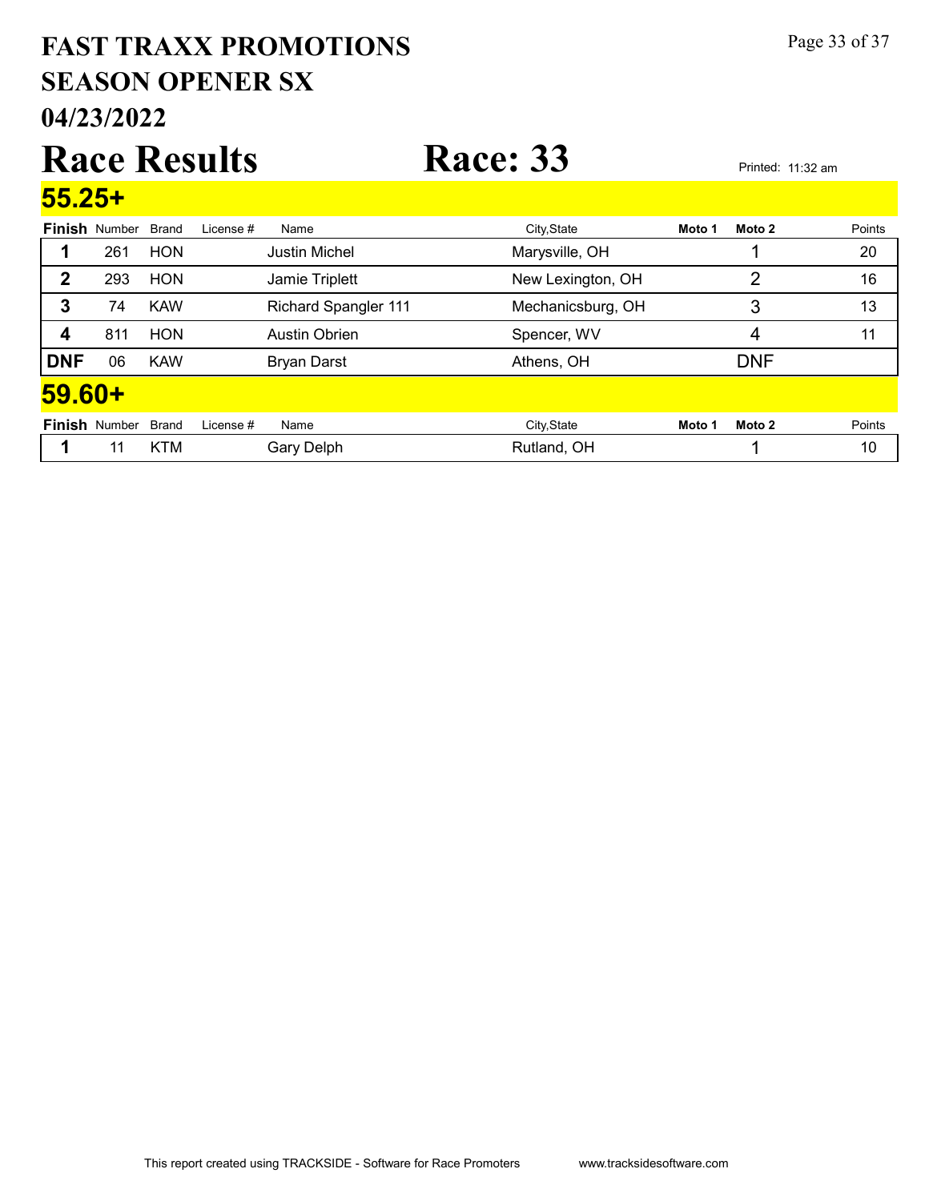# FAST TRAXX PROMOTIONS

## SEASON OPENER SX

## 04/23/2022

# Race Results

# Race: 33

Printed: 11:32 am

## 55.25+

| Finish | Number | Brand | License # | Name | City,State | Moto 1 | Moto 2 | Points |
|---|---|---|---|---|---|---|---|---|
| 1 | 261 | HON | | Justin Michel | Marysville, OH | | 1 | 20 |
| 2 | 293 | HON | | Jamie Triplett | New Lexington, OH | | 2 | 16 |
| 3 | 74 | KAW | | Richard Spangler 111 | Mechanicsburg, OH | | 3 | 13 |
| 4 | 811 | HON | | Austin Obrien | Spencer, WV | | 4 | 11 |
| DNF | 06 | KAW | | Bryan Darst | Athens, OH | | DNF | |

## 59.60+

| Finish | Number | Brand | License # | Name | City,State | Moto 1 | Moto 2 | Points |
|---|---|---|---|---|---|---|---|---|
| 1 | 11 | KTM | | Gary Delph | Rutland, OH | | 1 | 10 |

This report created using TRACKSIDE - Software for Race Promoters www.tracksidesoftware.com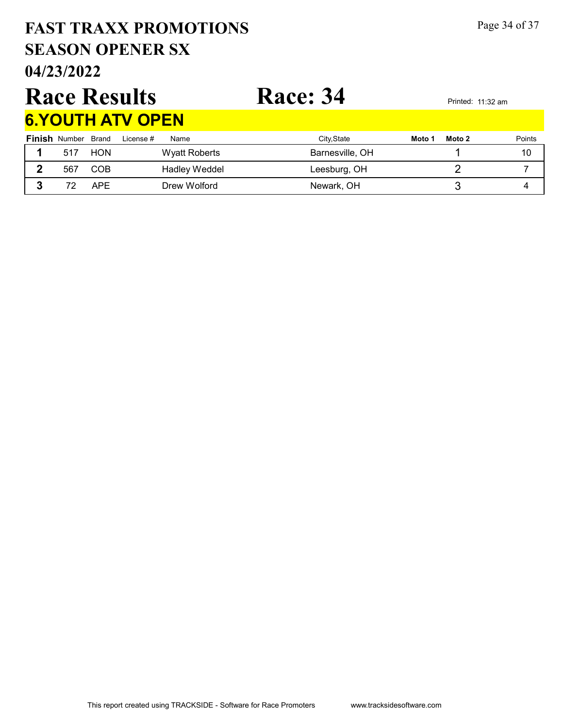# FAST TRAXX PROMOTIONS
## SEASON OPENER SX
## 04/23/2022

# Race Results

# Race: 34

Printed: 11:32 am

## 6.YOUTH ATV OPEN

| Finish | Number | Brand | License # | Name | City,State | Moto 1 | Moto 2 | Points |
|---|---|---|---|---|---|---|---|---|
| 1 | 517 | HON | | Wyatt Roberts | Barnesville, OH | | 1 | 10 |
| 2 | 567 | COB | | Hadley Weddel | Leesburg, OH | | 2 | 7 |
| 3 | 72 | APE | | Drew Wolford | Newark, OH | | 3 | 4 |

This report created using TRACKSIDE - Software for Race Promoters www.tracksidesoftware.com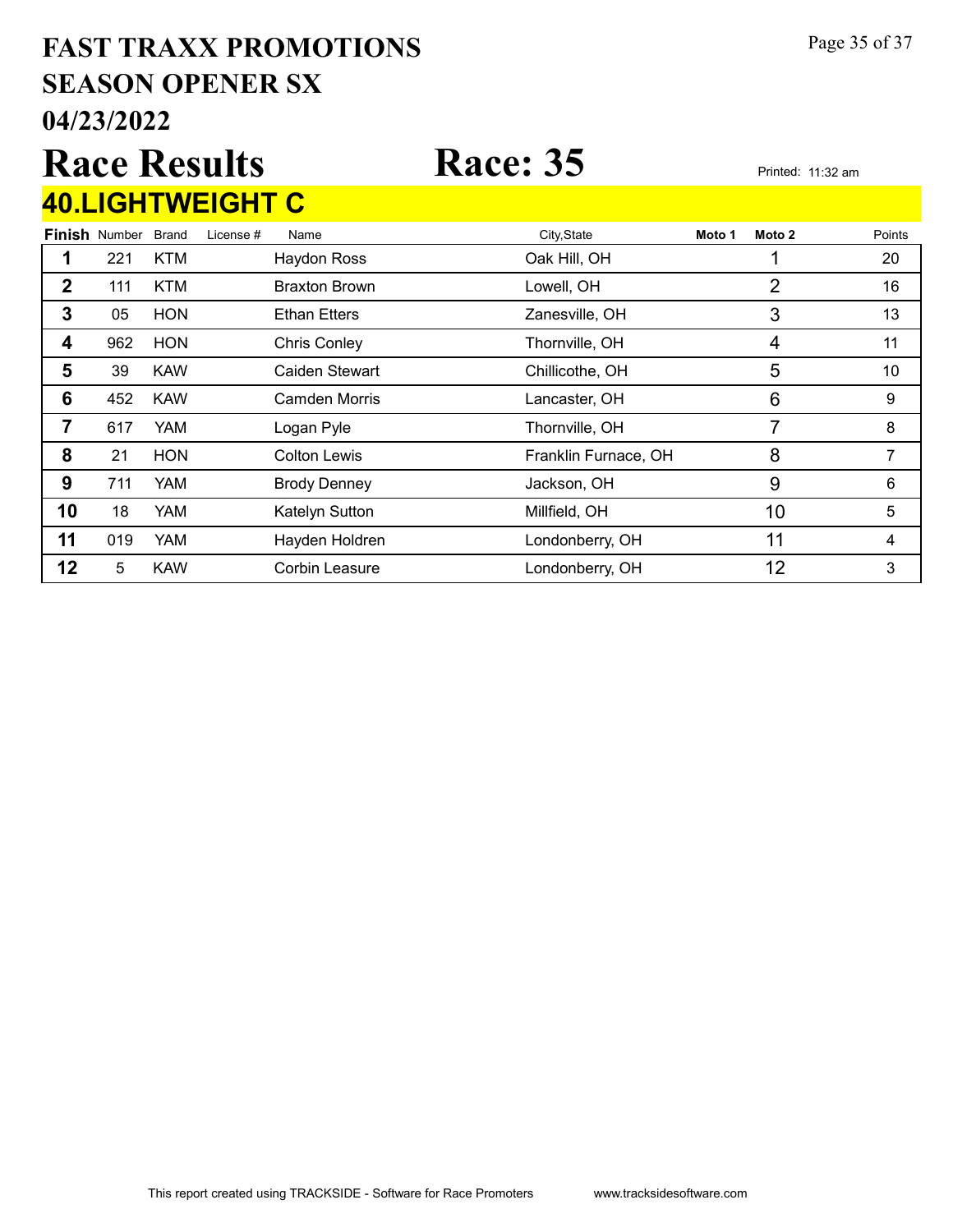# FAST TRAXX PROMOTIONS
## SEASON OPENER SX
## 04/23/2022

# Race Results

# Race: 35

Printed: 11:32 am

## 40.LIGHTWEIGHT C

| Finish | Number | Brand | License # | Name | City,State | Moto 1 | Moto 2 | Points |
|---|---|---|---|---|---|---|---|---|
| 1 | 221 | KTM | | Haydon Ross | Oak Hill, OH | | 1 | 20 |
| 2 | 111 | KTM | | Braxton Brown | Lowell, OH | | 2 | 16 |
| 3 | 05 | HON | | Ethan Etters | Zanesville, OH | | 3 | 13 |
| 4 | 962 | HON | | Chris Conley | Thornville, OH | | 4 | 11 |
| 5 | 39 | KAW | | Caiden Stewart | Chillicothe, OH | | 5 | 10 |
| 6 | 452 | KAW | | Camden Morris | Lancaster, OH | | 6 | 9 |
| 7 | 617 | YAM | | Logan Pyle | Thornville, OH | | 7 | 8 |
| 8 | 21 | HON | | Colton Lewis | Franklin Furnace, OH | | 8 | 7 |
| 9 | 711 | YAM | | Brody Denney | Jackson, OH | | 9 | 6 |
| 10 | 18 | YAM | | Katelyn Sutton | Millfield, OH | | 10 | 5 |
| 11 | 019 | YAM | | Hayden Holdren | Londonberry, OH | | 11 | 4 |
| 12 | 5 | KAW | | Corbin Leasure | Londonberry, OH | | 12 | 3 |

This report created using TRACKSIDE - Software for Race Promoters www.tracksidesoftware.com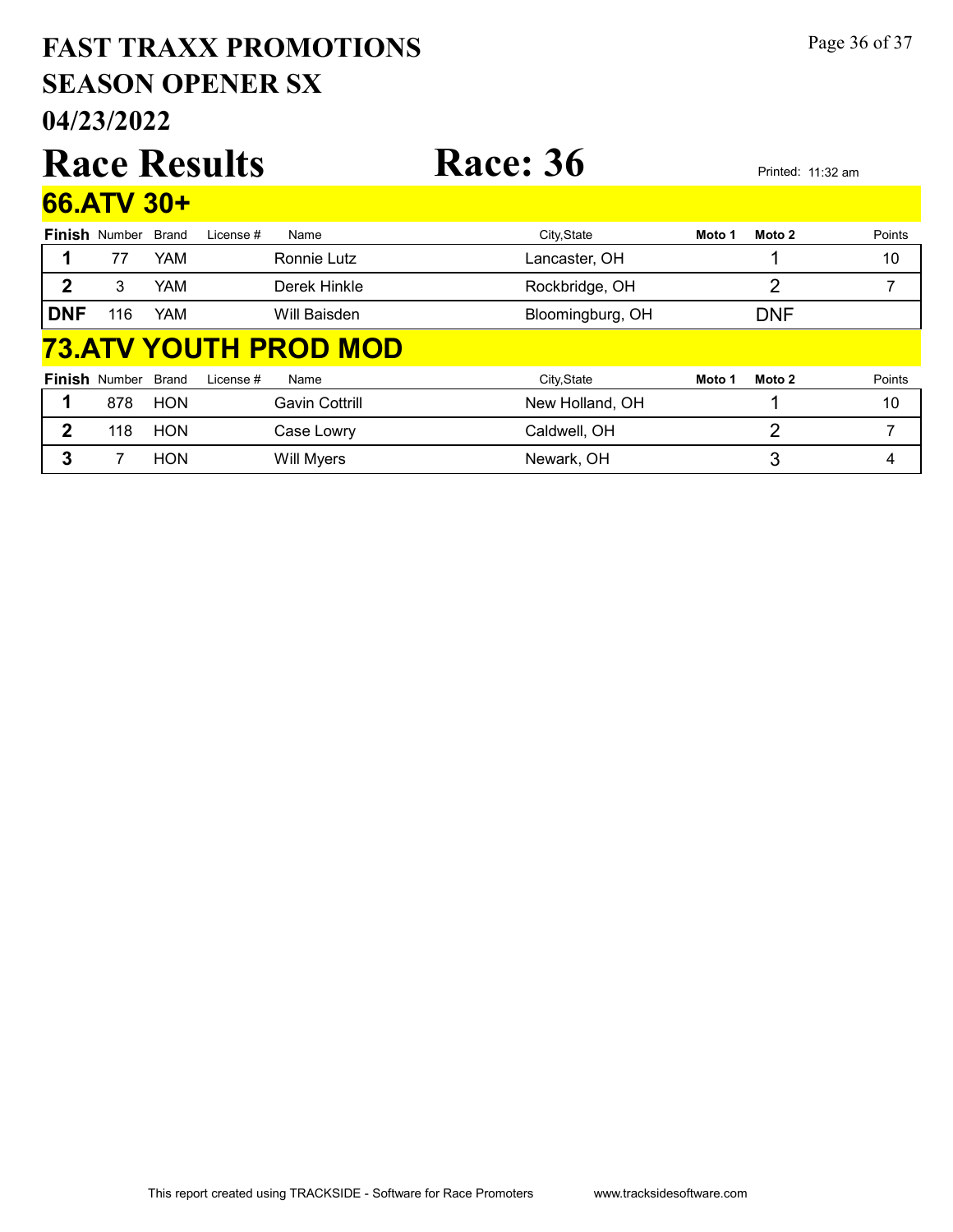# FAST TRAXX PROMOTIONS
## SEASON OPENER SX
## 04/23/2022

# Race Results Race: 36

Printed: 11:32 am

## 66.ATV 30+

| Finish | Number | Brand | License # | Name | City,State | Moto 1 | Moto 2 | Points |
|---|---|---|---|---|---|---|---|---|
| 1 | 77 | YAM | | Ronnie Lutz | Lancaster, OH | | 1 | 10 |
| 2 | 3 | YAM | | Derek Hinkle | Rockbridge, OH | | 2 | 7 |
| DNF | 116 | YAM | | Will Baisden | Bloomingburg, OH | | DNF | |

## 73.ATV YOUTH PROD MOD

| Finish | Number | Brand | License # | Name | City,State | Moto 1 | Moto 2 | Points |
|---|---|---|---|---|---|---|---|---|
| 1 | 878 | HON | | Gavin Cottrill | New Holland, OH | | 1 | 10 |
| 2 | 118 | HON | | Case Lowry | Caldwell, OH | | 2 | 7 |
| 3 | 7 | HON | | Will Myers | Newark, OH | | 3 | 4 |

This report created using TRACKSIDE - Software for Race Promoters www.tracksidesoftware.com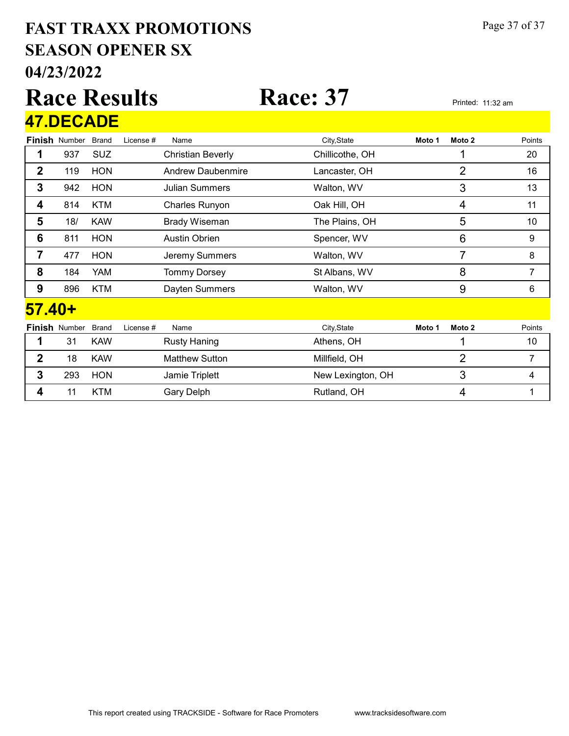# FAST TRAXX PROMOTIONS
# SEASON OPENER SX
# 04/23/2022

# Race Results Race: 37

Printed: 11:32 am

## 47.DECADE

| Finish | Number | Brand | License # | Name | City,State | Moto 1 | Moto 2 | Points |
|---|---|---|---|---|---|---|---|---|
| 1 | 937 | SUZ | | Christian Beverly | Chillicothe, OH | | 1 | 20 |
| 2 | 119 | HON | | Andrew Daubenmire | Lancaster, OH | | 2 | 16 |
| 3 | 942 | HON | | Julian Summers | Walton, WV | | 3 | 13 |
| 4 | 814 | KTM | | Charles Runyon | Oak Hill, OH | | 4 | 11 |
| 5 | 18/ | KAW | | Brady Wiseman | The Plains, OH | | 5 | 10 |
| 6 | 811 | HON | | Austin Obrien | Spencer, WV | | 6 | 9 |
| 7 | 477 | HON | | Jeremy Summers | Walton, WV | | 7 | 8 |
| 8 | 184 | YAM | | Tommy Dorsey | St Albans, WV | | 8 | 7 |
| 9 | 896 | KTM | | Dayten Summers | Walton, WV | | 9 | 6 |

## 57.40+

| Finish | Number | Brand | License # | Name | City,State | Moto 1 | Moto 2 | Points |
|---|---|---|---|---|---|---|---|---|
| 1 | 31 | KAW | | Rusty Haning | Athens, OH | | 1 | 10 |
| 2 | 18 | KAW | | Matthew Sutton | Millfield, OH | | 2 | 7 |
| 3 | 293 | HON | | Jamie Triplett | New Lexington, OH | | 3 | 4 |
| 4 | 11 | KTM | | Gary Delph | Rutland, OH | | 4 | 1 |

This report created using TRACKSIDE - Software for Race Promoters www.tracksidesoftware.com